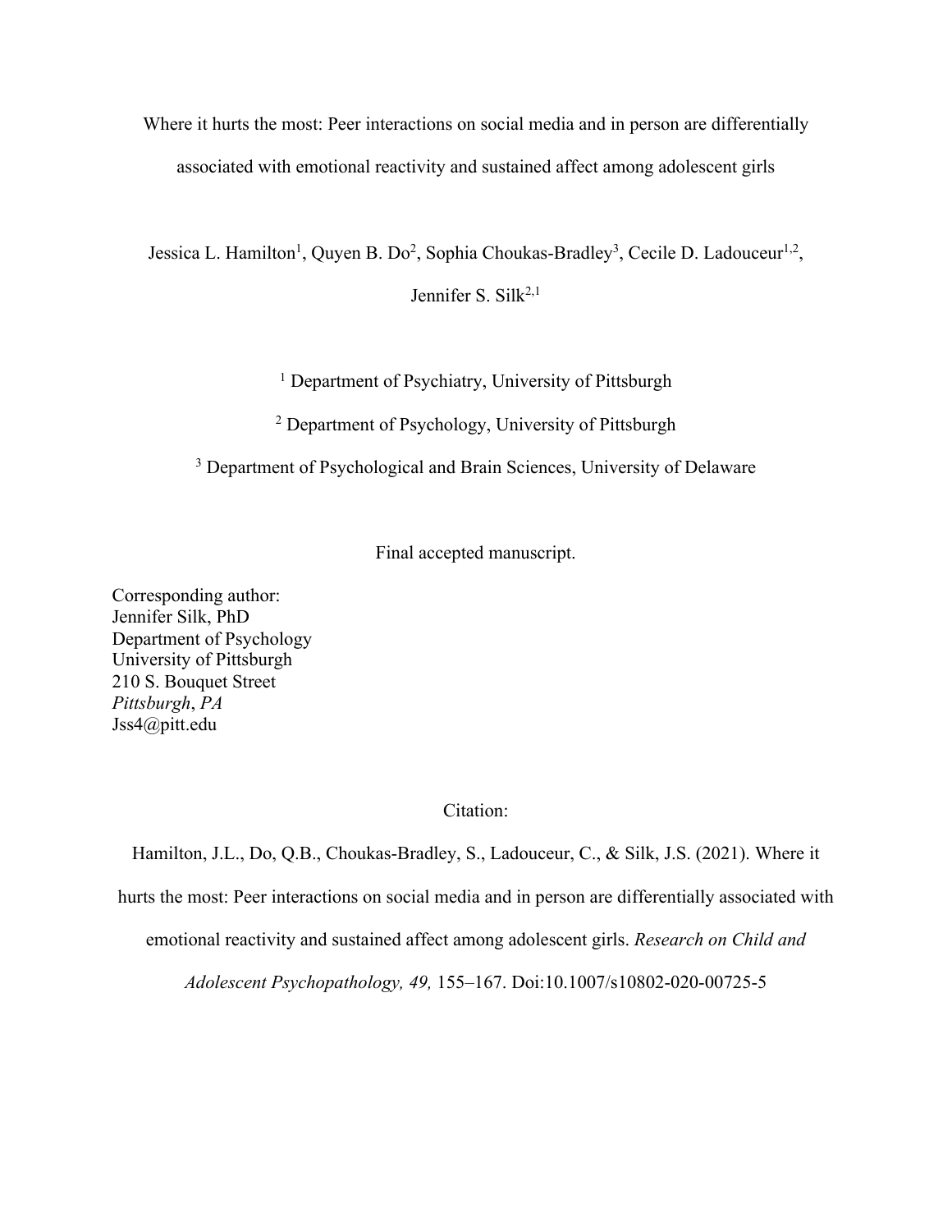# Where it hurts the most: Peer interactions on social media and in person are differentially associated with emotional reactivity and sustained affect among adolescent girls

Jessica L. Hamilton[1], Quyen B. Do[2], Sophia Choukas-Bradley[3], Cecile D. Ladouceur[1,2], Jennifer S. Silk[2,1]

[1] Department of Psychiatry, University of Pittsburgh

[2] Department of Psychology, University of Pittsburgh

[3] Department of Psychological and Brain Sciences, University of Delaware

Final accepted manuscript.

Corresponding author:
Jennifer Silk, PhD
Department of Psychology
University of Pittsburgh
210 S. Bouquet Street
*Pittsburgh*, *PA*
Jss4@pitt.edu

Citation:

Hamilton, J.L., Do, Q.B., Choukas-Bradley, S., Ladouceur, C., & Silk, J.S. (2021). Where it hurts the most: Peer interactions on social media and in person are differentially associated with emotional reactivity and sustained affect among adolescent girls. *Research on Child and Adolescent Psychopathology, 49,* 155–167. Doi:10.1007/s10802-020-00725-5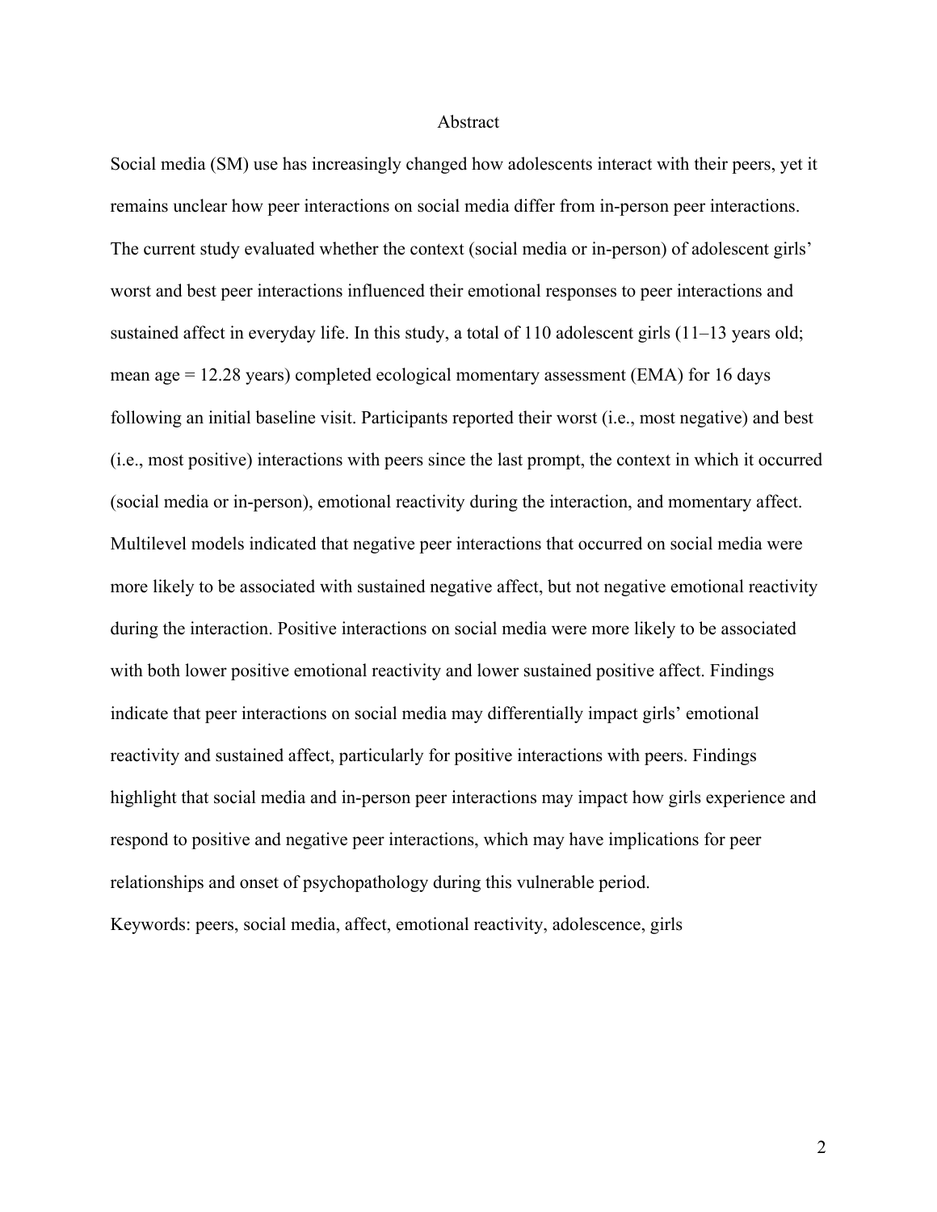# Abstract

Social media (SM) use has increasingly changed how adolescents interact with their peers, yet it remains unclear how peer interactions on social media differ from in-person peer interactions. The current study evaluated whether the context (social media or in-person) of adolescent girls' worst and best peer interactions influenced their emotional responses to peer interactions and sustained affect in everyday life. In this study, a total of 110 adolescent girls (11–13 years old; mean age = 12.28 years) completed ecological momentary assessment (EMA) for 16 days following an initial baseline visit. Participants reported their worst (i.e., most negative) and best (i.e., most positive) interactions with peers since the last prompt, the context in which it occurred (social media or in-person), emotional reactivity during the interaction, and momentary affect. Multilevel models indicated that negative peer interactions that occurred on social media were more likely to be associated with sustained negative affect, but not negative emotional reactivity during the interaction. Positive interactions on social media were more likely to be associated with both lower positive emotional reactivity and lower sustained positive affect. Findings indicate that peer interactions on social media may differentially impact girls' emotional reactivity and sustained affect, particularly for positive interactions with peers. Findings highlight that social media and in-person peer interactions may impact how girls experience and respond to positive and negative peer interactions, which may have implications for peer relationships and onset of psychopathology during this vulnerable period.

Keywords: peers, social media, affect, emotional reactivity, adolescence, girls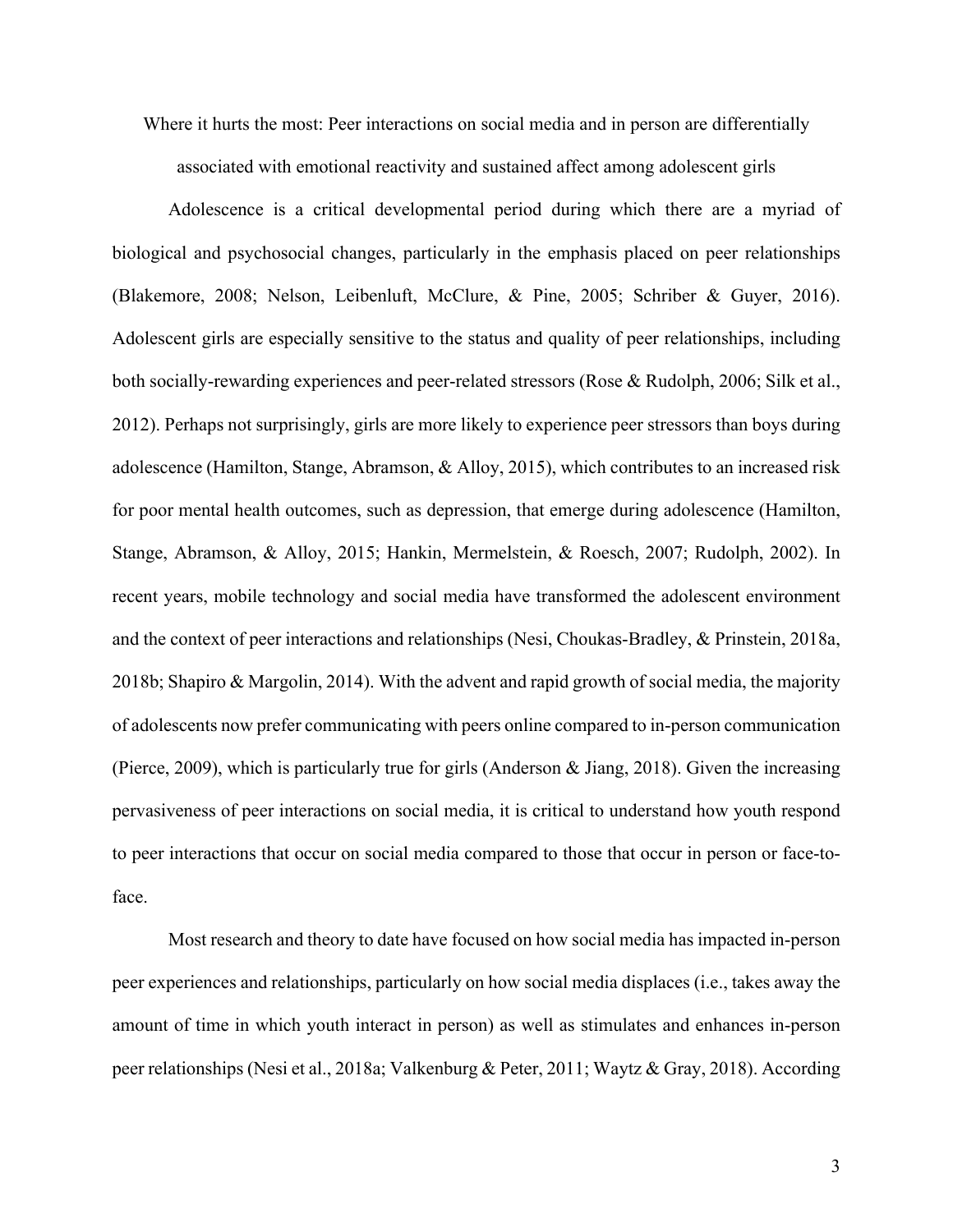# Where it hurts the most: Peer interactions on social media and in person are differentially associated with emotional reactivity and sustained affect among adolescent girls

Adolescence is a critical developmental period during which there are a myriad of biological and psychosocial changes, particularly in the emphasis placed on peer relationships (Blakemore, 2008; Nelson, Leibenluft, McClure, & Pine, 2005; Schriber & Guyer, 2016). Adolescent girls are especially sensitive to the status and quality of peer relationships, including both socially-rewarding experiences and peer-related stressors (Rose & Rudolph, 2006; Silk et al., 2012). Perhaps not surprisingly, girls are more likely to experience peer stressors than boys during adolescence (Hamilton, Stange, Abramson, & Alloy, 2015), which contributes to an increased risk for poor mental health outcomes, such as depression, that emerge during adolescence (Hamilton, Stange, Abramson, & Alloy, 2015; Hankin, Mermelstein, & Roesch, 2007; Rudolph, 2002). In recent years, mobile technology and social media have transformed the adolescent environment and the context of peer interactions and relationships (Nesi, Choukas-Bradley, & Prinstein, 2018a, 2018b; Shapiro & Margolin, 2014). With the advent and rapid growth of social media, the majority of adolescents now prefer communicating with peers online compared to in-person communication (Pierce, 2009), which is particularly true for girls (Anderson & Jiang, 2018). Given the increasing pervasiveness of peer interactions on social media, it is critical to understand how youth respond to peer interactions that occur on social media compared to those that occur in person or face-to-face.

Most research and theory to date have focused on how social media has impacted in-person peer experiences and relationships, particularly on how social media displaces (i.e., takes away the amount of time in which youth interact in person) as well as stimulates and enhances in-person peer relationships (Nesi et al., 2018a; Valkenburg & Peter, 2011; Waytz & Gray, 2018). According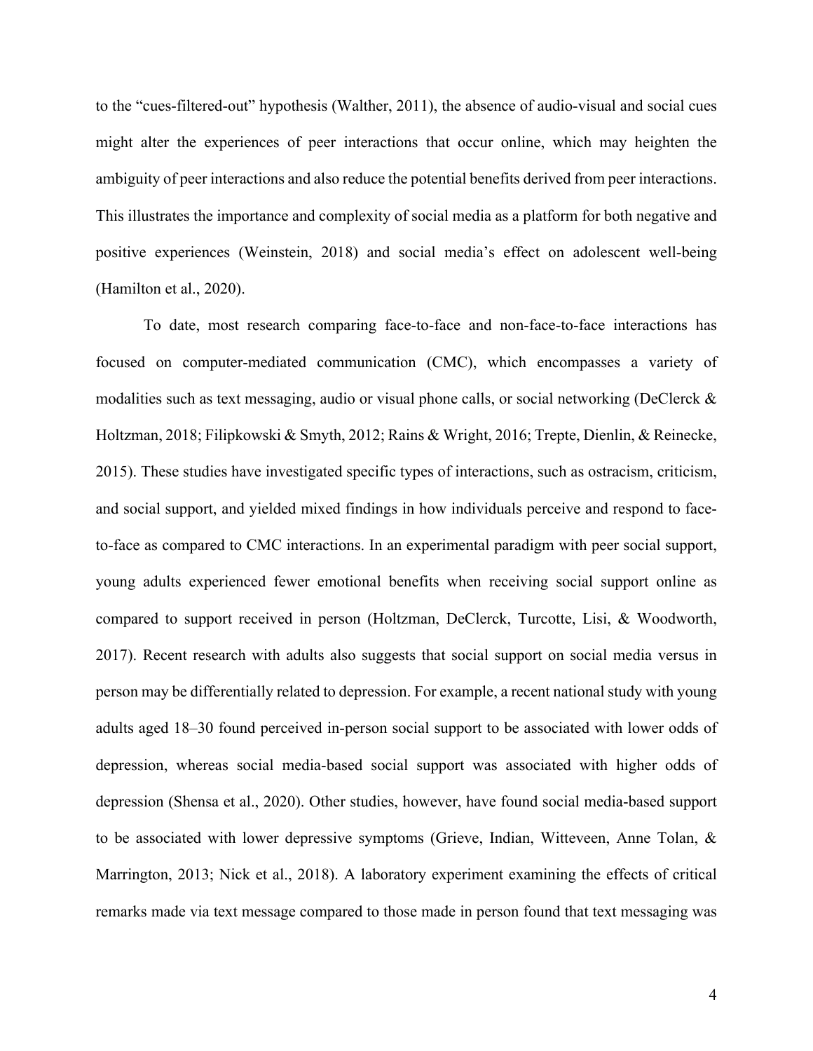to the "cues-filtered-out" hypothesis (Walther, 2011), the absence of audio-visual and social cues might alter the experiences of peer interactions that occur online, which may heighten the ambiguity of peer interactions and also reduce the potential benefits derived from peer interactions. This illustrates the importance and complexity of social media as a platform for both negative and positive experiences (Weinstein, 2018) and social media's effect on adolescent well-being (Hamilton et al., 2020).

To date, most research comparing face-to-face and non-face-to-face interactions has focused on computer-mediated communication (CMC), which encompasses a variety of modalities such as text messaging, audio or visual phone calls, or social networking (DeClerck & Holtzman, 2018; Filipkowski & Smyth, 2012; Rains & Wright, 2016; Trepte, Dienlin, & Reinecke, 2015). These studies have investigated specific types of interactions, such as ostracism, criticism, and social support, and yielded mixed findings in how individuals perceive and respond to face-to-face as compared to CMC interactions. In an experimental paradigm with peer social support, young adults experienced fewer emotional benefits when receiving social support online as compared to support received in person (Holtzman, DeClerck, Turcotte, Lisi, & Woodworth, 2017). Recent research with adults also suggests that social support on social media versus in person may be differentially related to depression. For example, a recent national study with young adults aged 18–30 found perceived in-person social support to be associated with lower odds of depression, whereas social media-based social support was associated with higher odds of depression (Shensa et al., 2020). Other studies, however, have found social media-based support to be associated with lower depressive symptoms (Grieve, Indian, Witteveen, Anne Tolan, & Marrington, 2013; Nick et al., 2018). A laboratory experiment examining the effects of critical remarks made via text message compared to those made in person found that text messaging was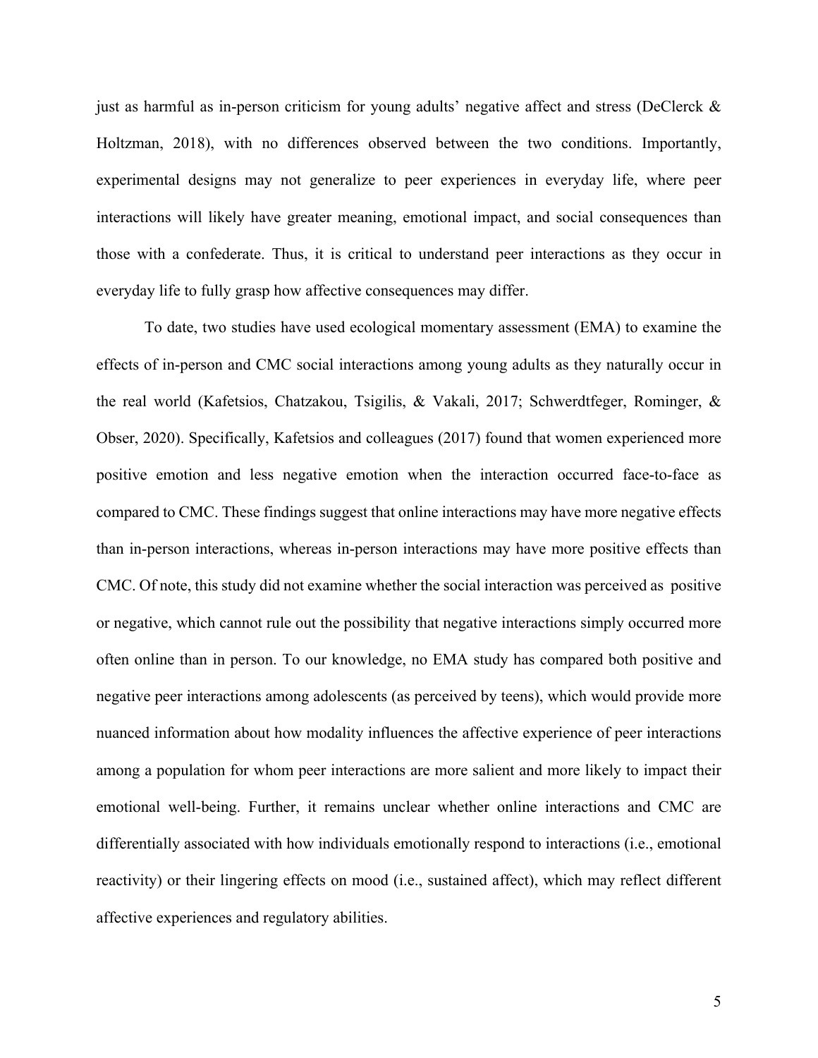just as harmful as in-person criticism for young adults' negative affect and stress (DeClerck & Holtzman, 2018), with no differences observed between the two conditions. Importantly, experimental designs may not generalize to peer experiences in everyday life, where peer interactions will likely have greater meaning, emotional impact, and social consequences than those with a confederate. Thus, it is critical to understand peer interactions as they occur in everyday life to fully grasp how affective consequences may differ.

To date, two studies have used ecological momentary assessment (EMA) to examine the effects of in-person and CMC social interactions among young adults as they naturally occur in the real world (Kafetsios, Chatzakou, Tsigilis, & Vakali, 2017; Schwerdtfeger, Rominger, & Obser, 2020). Specifically, Kafetsios and colleagues (2017) found that women experienced more positive emotion and less negative emotion when the interaction occurred face-to-face as compared to CMC. These findings suggest that online interactions may have more negative effects than in-person interactions, whereas in-person interactions may have more positive effects than CMC. Of note, this study did not examine whether the social interaction was perceived as positive or negative, which cannot rule out the possibility that negative interactions simply occurred more often online than in person. To our knowledge, no EMA study has compared both positive and negative peer interactions among adolescents (as perceived by teens), which would provide more nuanced information about how modality influences the affective experience of peer interactions among a population for whom peer interactions are more salient and more likely to impact their emotional well-being. Further, it remains unclear whether online interactions and CMC are differentially associated with how individuals emotionally respond to interactions (i.e., emotional reactivity) or their lingering effects on mood (i.e., sustained affect), which may reflect different affective experiences and regulatory abilities.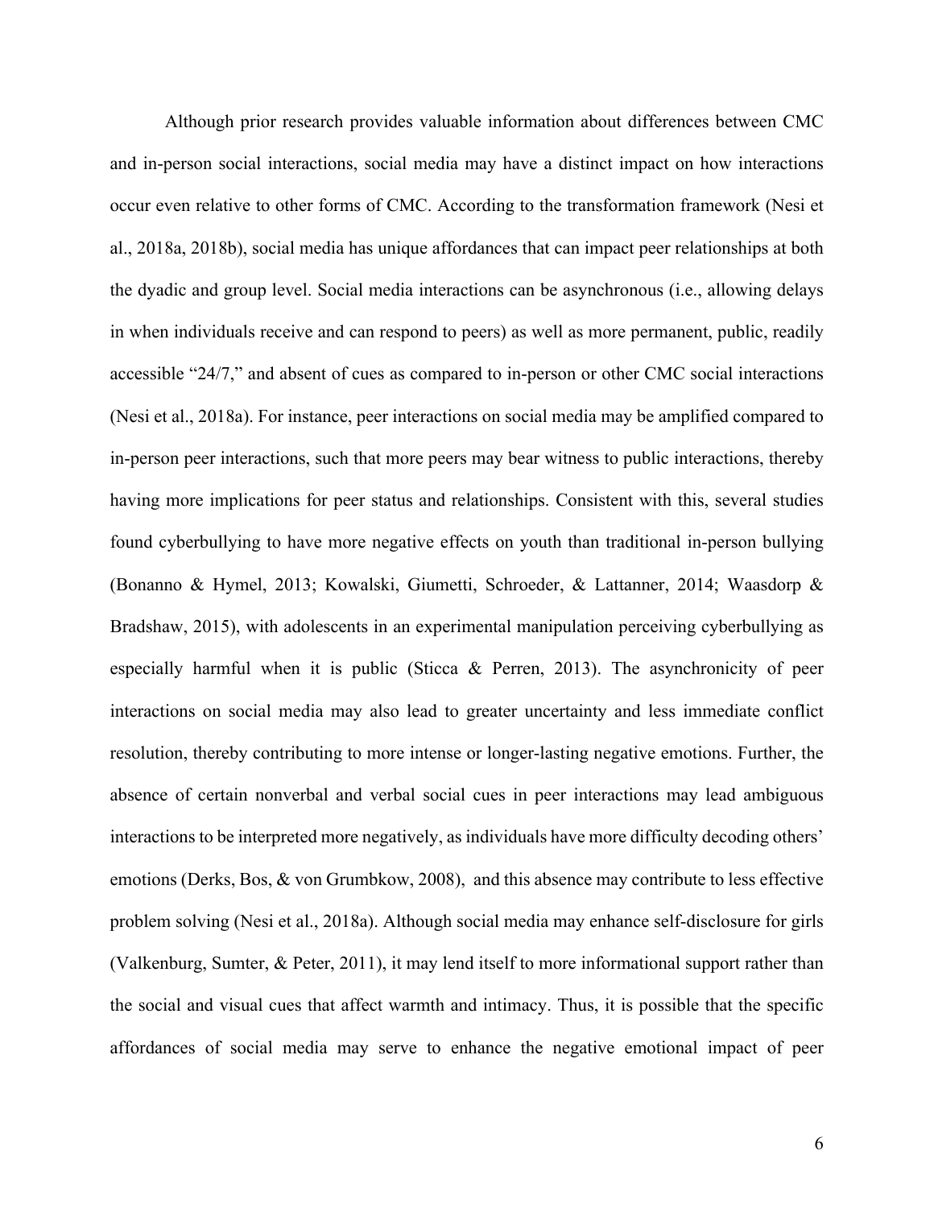Although prior research provides valuable information about differences between CMC and in-person social interactions, social media may have a distinct impact on how interactions occur even relative to other forms of CMC. According to the transformation framework (Nesi et al., 2018a, 2018b), social media has unique affordances that can impact peer relationships at both the dyadic and group level. Social media interactions can be asynchronous (i.e., allowing delays in when individuals receive and can respond to peers) as well as more permanent, public, readily accessible "24/7," and absent of cues as compared to in-person or other CMC social interactions (Nesi et al., 2018a). For instance, peer interactions on social media may be amplified compared to in-person peer interactions, such that more peers may bear witness to public interactions, thereby having more implications for peer status and relationships. Consistent with this, several studies found cyberbullying to have more negative effects on youth than traditional in-person bullying (Bonanno & Hymel, 2013; Kowalski, Giumetti, Schroeder, & Lattanner, 2014; Waasdorp & Bradshaw, 2015), with adolescents in an experimental manipulation perceiving cyberbullying as especially harmful when it is public (Sticca & Perren, 2013). The asynchronicity of peer interactions on social media may also lead to greater uncertainty and less immediate conflict resolution, thereby contributing to more intense or longer-lasting negative emotions. Further, the absence of certain nonverbal and verbal social cues in peer interactions may lead ambiguous interactions to be interpreted more negatively, as individuals have more difficulty decoding others' emotions (Derks, Bos, & von Grumbkow, 2008), and this absence may contribute to less effective problem solving (Nesi et al., 2018a). Although social media may enhance self-disclosure for girls (Valkenburg, Sumter, & Peter, 2011), it may lend itself to more informational support rather than the social and visual cues that affect warmth and intimacy. Thus, it is possible that the specific affordances of social media may serve to enhance the negative emotional impact of peer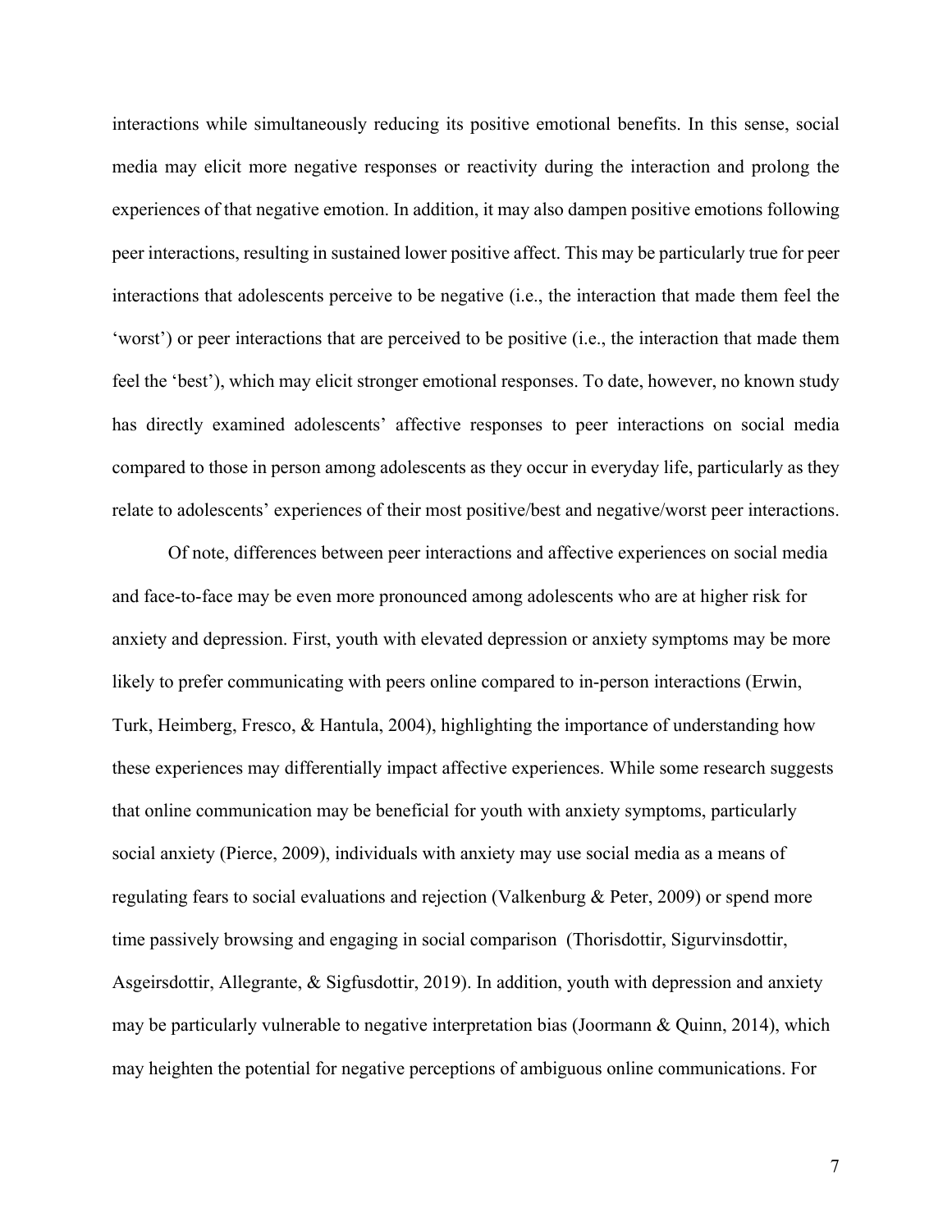interactions while simultaneously reducing its positive emotional benefits. In this sense, social media may elicit more negative responses or reactivity during the interaction and prolong the experiences of that negative emotion. In addition, it may also dampen positive emotions following peer interactions, resulting in sustained lower positive affect. This may be particularly true for peer interactions that adolescents perceive to be negative (i.e., the interaction that made them feel the 'worst') or peer interactions that are perceived to be positive (i.e., the interaction that made them feel the 'best'), which may elicit stronger emotional responses. To date, however, no known study has directly examined adolescents' affective responses to peer interactions on social media compared to those in person among adolescents as they occur in everyday life, particularly as they relate to adolescents' experiences of their most positive/best and negative/worst peer interactions.

Of note, differences between peer interactions and affective experiences on social media and face-to-face may be even more pronounced among adolescents who are at higher risk for anxiety and depression. First, youth with elevated depression or anxiety symptoms may be more likely to prefer communicating with peers online compared to in-person interactions (Erwin, Turk, Heimberg, Fresco, & Hantula, 2004), highlighting the importance of understanding how these experiences may differentially impact affective experiences. While some research suggests that online communication may be beneficial for youth with anxiety symptoms, particularly social anxiety (Pierce, 2009), individuals with anxiety may use social media as a means of regulating fears to social evaluations and rejection (Valkenburg & Peter, 2009) or spend more time passively browsing and engaging in social comparison (Thorisdottir, Sigurvinsdottir, Asgeirsdottir, Allegrante, & Sigfusdottir, 2019). In addition, youth with depression and anxiety may be particularly vulnerable to negative interpretation bias (Joormann & Quinn, 2014), which may heighten the potential for negative perceptions of ambiguous online communications. For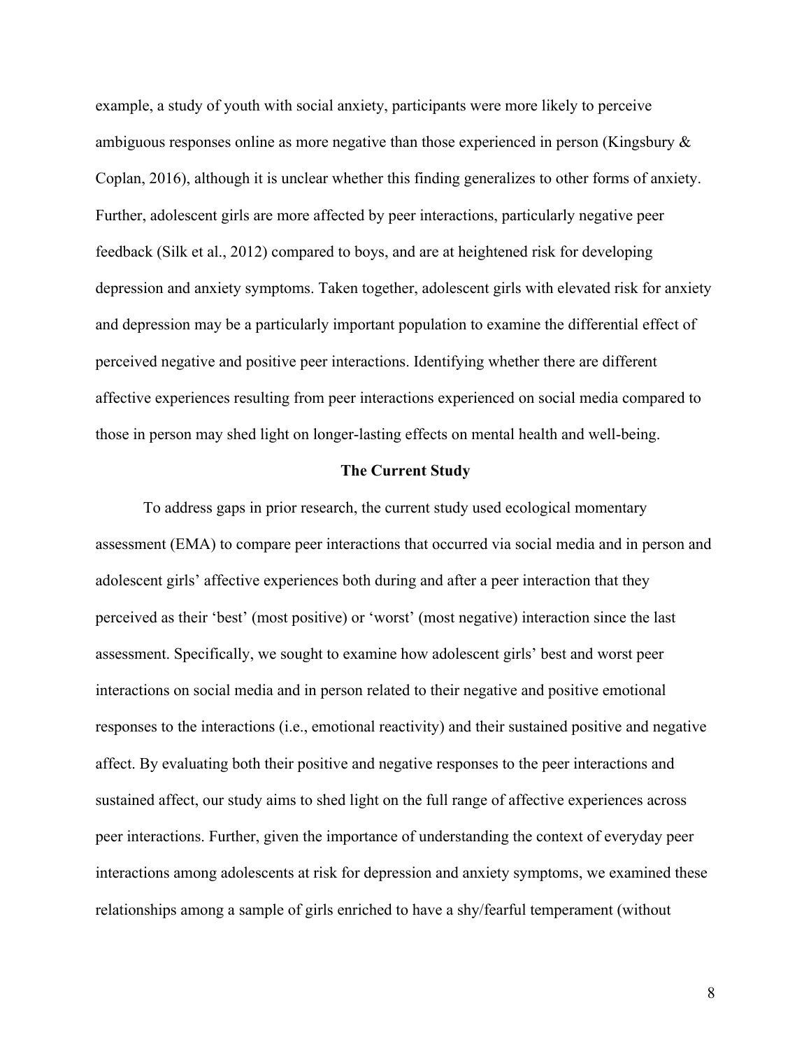example, a study of youth with social anxiety, participants were more likely to perceive ambiguous responses online as more negative than those experienced in person (Kingsbury & Coplan, 2016), although it is unclear whether this finding generalizes to other forms of anxiety. Further, adolescent girls are more affected by peer interactions, particularly negative peer feedback (Silk et al., 2012) compared to boys, and are at heightened risk for developing depression and anxiety symptoms. Taken together, adolescent girls with elevated risk for anxiety and depression may be a particularly important population to examine the differential effect of perceived negative and positive peer interactions. Identifying whether there are different affective experiences resulting from peer interactions experienced on social media compared to those in person may shed light on longer-lasting effects on mental health and well-being.

## The Current Study

To address gaps in prior research, the current study used ecological momentary assessment (EMA) to compare peer interactions that occurred via social media and in person and adolescent girls' affective experiences both during and after a peer interaction that they perceived as their 'best' (most positive) or 'worst' (most negative) interaction since the last assessment. Specifically, we sought to examine how adolescent girls' best and worst peer interactions on social media and in person related to their negative and positive emotional responses to the interactions (i.e., emotional reactivity) and their sustained positive and negative affect. By evaluating both their positive and negative responses to the peer interactions and sustained affect, our study aims to shed light on the full range of affective experiences across peer interactions. Further, given the importance of understanding the context of everyday peer interactions among adolescents at risk for depression and anxiety symptoms, we examined these relationships among a sample of girls enriched to have a shy/fearful temperament (without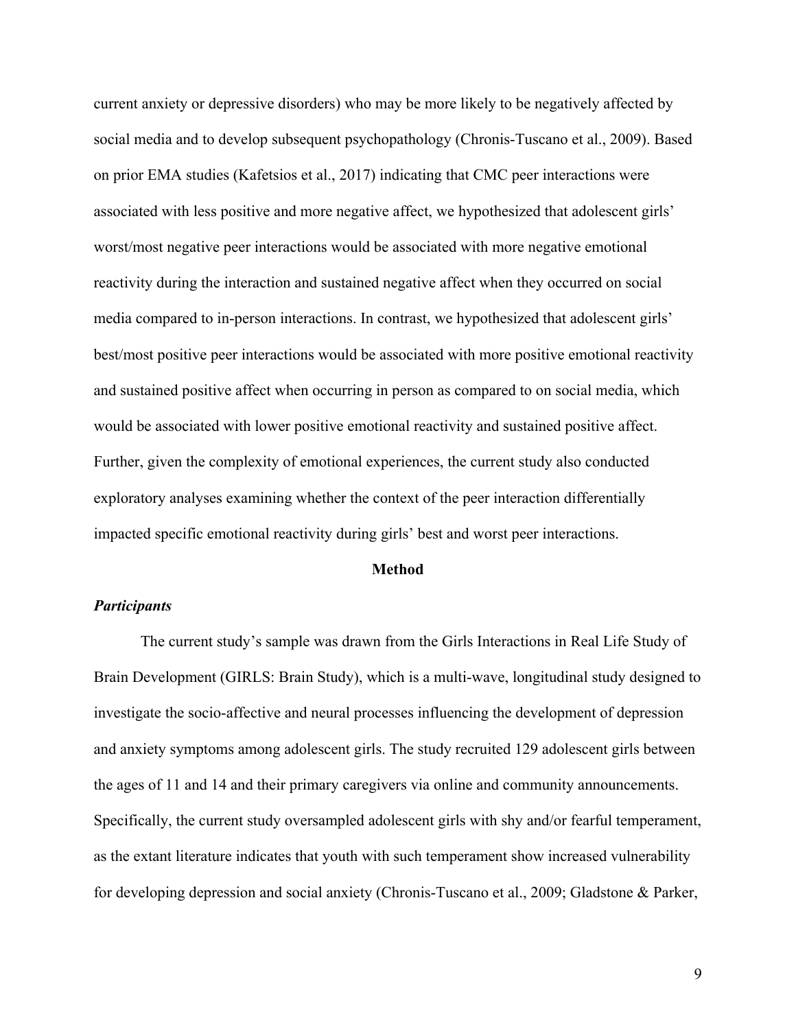current anxiety or depressive disorders) who may be more likely to be negatively affected by social media and to develop subsequent psychopathology (Chronis-Tuscano et al., 2009). Based on prior EMA studies (Kafetsios et al., 2017) indicating that CMC peer interactions were associated with less positive and more negative affect, we hypothesized that adolescent girls' worst/most negative peer interactions would be associated with more negative emotional reactivity during the interaction and sustained negative affect when they occurred on social media compared to in-person interactions. In contrast, we hypothesized that adolescent girls' best/most positive peer interactions would be associated with more positive emotional reactivity and sustained positive affect when occurring in person as compared to on social media, which would be associated with lower positive emotional reactivity and sustained positive affect. Further, given the complexity of emotional experiences, the current study also conducted exploratory analyses examining whether the context of the peer interaction differentially impacted specific emotional reactivity during girls' best and worst peer interactions.

## Method

### *Participants*

The current study's sample was drawn from the Girls Interactions in Real Life Study of Brain Development (GIRLS: Brain Study), which is a multi-wave, longitudinal study designed to investigate the socio-affective and neural processes influencing the development of depression and anxiety symptoms among adolescent girls. The study recruited 129 adolescent girls between the ages of 11 and 14 and their primary caregivers via online and community announcements. Specifically, the current study oversampled adolescent girls with shy and/or fearful temperament, as the extant literature indicates that youth with such temperament show increased vulnerability for developing depression and social anxiety (Chronis-Tuscano et al., 2009; Gladstone & Parker,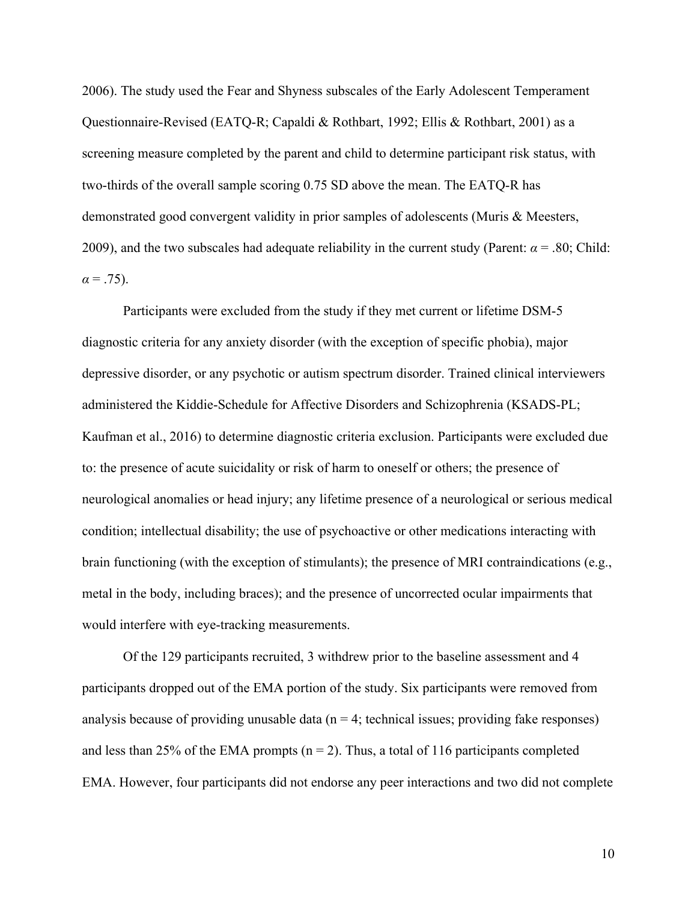2006). The study used the Fear and Shyness subscales of the Early Adolescent Temperament Questionnaire-Revised (EATQ-R; Capaldi & Rothbart, 1992; Ellis & Rothbart, 2001) as a screening measure completed by the parent and child to determine participant risk status, with two-thirds of the overall sample scoring 0.75 SD above the mean. The EATQ-R has demonstrated good convergent validity in prior samples of adolescents (Muris & Meesters, 2009), and the two subscales had adequate reliability in the current study (Parent: $\alpha = .80$; Child: $\alpha = .75$).

Participants were excluded from the study if they met current or lifetime DSM-5 diagnostic criteria for any anxiety disorder (with the exception of specific phobia), major depressive disorder, or any psychotic or autism spectrum disorder. Trained clinical interviewers administered the Kiddie-Schedule for Affective Disorders and Schizophrenia (KSADS-PL; Kaufman et al., 2016) to determine diagnostic criteria exclusion. Participants were excluded due to: the presence of acute suicidality or risk of harm to oneself or others; the presence of neurological anomalies or head injury; any lifetime presence of a neurological or serious medical condition; intellectual disability; the use of psychoactive or other medications interacting with brain functioning (with the exception of stimulants); the presence of MRI contraindications (e.g., metal in the body, including braces); and the presence of uncorrected ocular impairments that would interfere with eye-tracking measurements.

Of the 129 participants recruited, 3 withdrew prior to the baseline assessment and 4 participants dropped out of the EMA portion of the study. Six participants were removed from analysis because of providing unusable data ($n = 4$; technical issues; providing fake responses) and less than 25% of the EMA prompts ($n = 2$). Thus, a total of 116 participants completed EMA. However, four participants did not endorse any peer interactions and two did not complete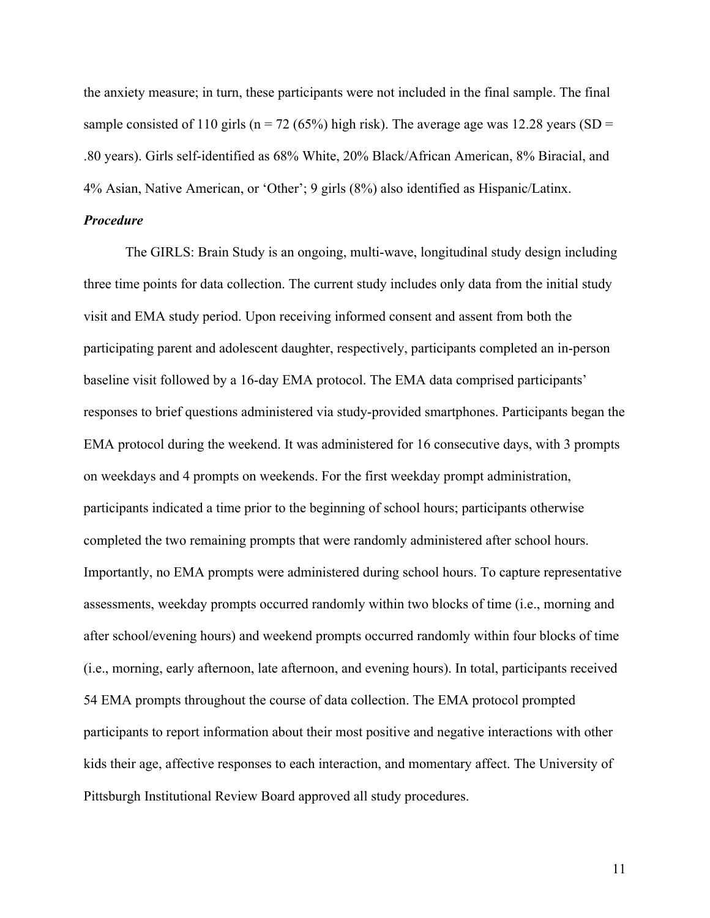the anxiety measure; in turn, these participants were not included in the final sample. The final sample consisted of 110 girls (n = 72 (65%) high risk). The average age was 12.28 years (SD = .80 years). Girls self-identified as 68% White, 20% Black/African American, 8% Biracial, and 4% Asian, Native American, or 'Other'; 9 girls (8%) also identified as Hispanic/Latinx.

***Procedure***

The GIRLS: Brain Study is an ongoing, multi-wave, longitudinal study design including three time points for data collection. The current study includes only data from the initial study visit and EMA study period. Upon receiving informed consent and assent from both the participating parent and adolescent daughter, respectively, participants completed an in-person baseline visit followed by a 16-day EMA protocol. The EMA data comprised participants' responses to brief questions administered via study-provided smartphones. Participants began the EMA protocol during the weekend. It was administered for 16 consecutive days, with 3 prompts on weekdays and 4 prompts on weekends. For the first weekday prompt administration, participants indicated a time prior to the beginning of school hours; participants otherwise completed the two remaining prompts that were randomly administered after school hours. Importantly, no EMA prompts were administered during school hours. To capture representative assessments, weekday prompts occurred randomly within two blocks of time (i.e., morning and after school/evening hours) and weekend prompts occurred randomly within four blocks of time (i.e., morning, early afternoon, late afternoon, and evening hours). In total, participants received 54 EMA prompts throughout the course of data collection. The EMA protocol prompted participants to report information about their most positive and negative interactions with other kids their age, affective responses to each interaction, and momentary affect. The University of Pittsburgh Institutional Review Board approved all study procedures.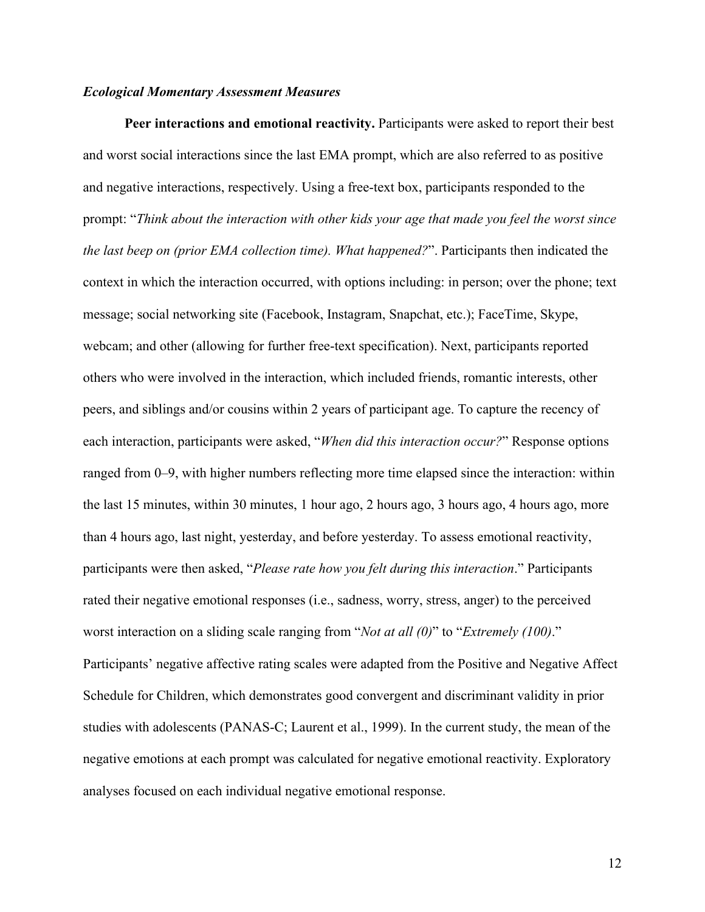### *Ecological Momentary Assessment Measures*

**Peer interactions and emotional reactivity.** Participants were asked to report their best and worst social interactions since the last EMA prompt, which are also referred to as positive and negative interactions, respectively. Using a free-text box, participants responded to the prompt: "*Think about the interaction with other kids your age that made you feel the worst since the last beep on (prior EMA collection time). What happened?*". Participants then indicated the context in which the interaction occurred, with options including: in person; over the phone; text message; social networking site (Facebook, Instagram, Snapchat, etc.); FaceTime, Skype, webcam; and other (allowing for further free-text specification). Next, participants reported others who were involved in the interaction, which included friends, romantic interests, other peers, and siblings and/or cousins within 2 years of participant age. To capture the recency of each interaction, participants were asked, "*When did this interaction occur?*" Response options ranged from 0–9, with higher numbers reflecting more time elapsed since the interaction: within the last 15 minutes, within 30 minutes, 1 hour ago, 2 hours ago, 3 hours ago, 4 hours ago, more than 4 hours ago, last night, yesterday, and before yesterday. To assess emotional reactivity, participants were then asked, "*Please rate how you felt during this interaction*." Participants rated their negative emotional responses (i.e., sadness, worry, stress, anger) to the perceived worst interaction on a sliding scale ranging from "*Not at all (0)*" to "*Extremely (100)*." Participants' negative affective rating scales were adapted from the Positive and Negative Affect Schedule for Children, which demonstrates good convergent and discriminant validity in prior studies with adolescents (PANAS-C; Laurent et al., 1999). In the current study, the mean of the negative emotions at each prompt was calculated for negative emotional reactivity. Exploratory analyses focused on each individual negative emotional response.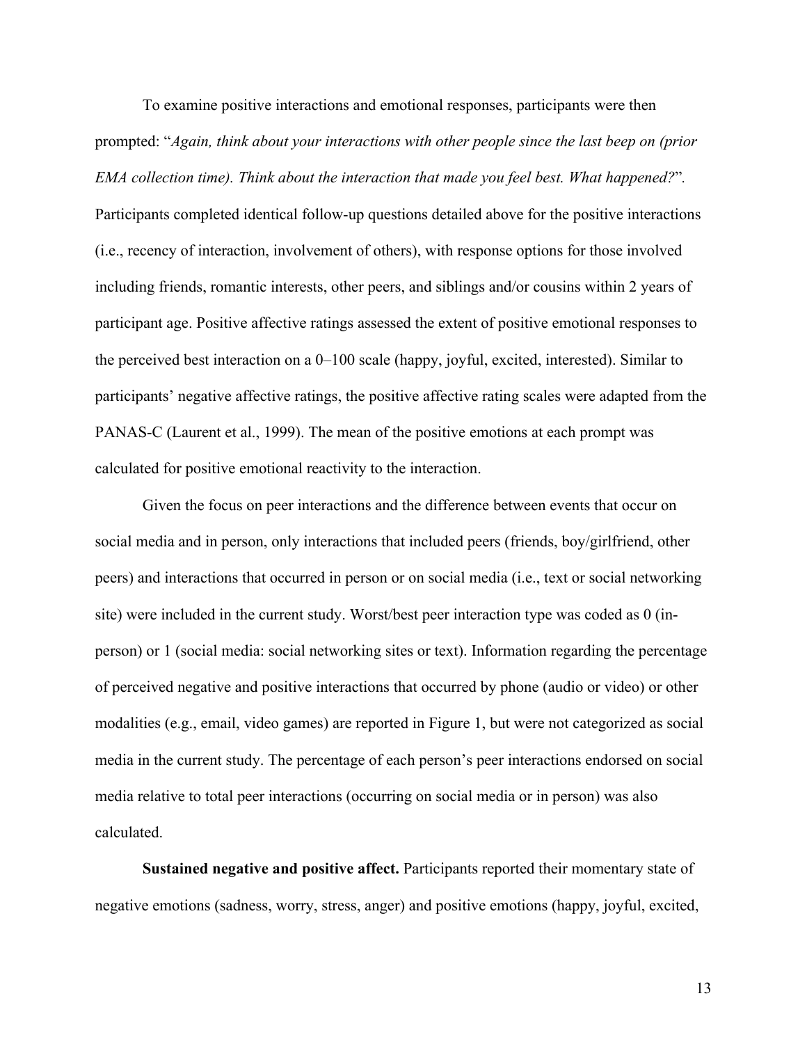To examine positive interactions and emotional responses, participants were then prompted: "*Again, think about your interactions with other people since the last beep on (prior EMA collection time). Think about the interaction that made you feel best. What happened?*". Participants completed identical follow-up questions detailed above for the positive interactions (i.e., recency of interaction, involvement of others), with response options for those involved including friends, romantic interests, other peers, and siblings and/or cousins within 2 years of participant age. Positive affective ratings assessed the extent of positive emotional responses to the perceived best interaction on a 0–100 scale (happy, joyful, excited, interested). Similar to participants' negative affective ratings, the positive affective rating scales were adapted from the PANAS-C (Laurent et al., 1999). The mean of the positive emotions at each prompt was calculated for positive emotional reactivity to the interaction.

Given the focus on peer interactions and the difference between events that occur on social media and in person, only interactions that included peers (friends, boy/girlfriend, other peers) and interactions that occurred in person or on social media (i.e., text or social networking site) were included in the current study. Worst/best peer interaction type was coded as 0 (in-person) or 1 (social media: social networking sites or text). Information regarding the percentage of perceived negative and positive interactions that occurred by phone (audio or video) or other modalities (e.g., email, video games) are reported in Figure 1, but were not categorized as social media in the current study. The percentage of each person's peer interactions endorsed on social media relative to total peer interactions (occurring on social media or in person) was also calculated.

**Sustained negative and positive affect.** Participants reported their momentary state of negative emotions (sadness, worry, stress, anger) and positive emotions (happy, joyful, excited,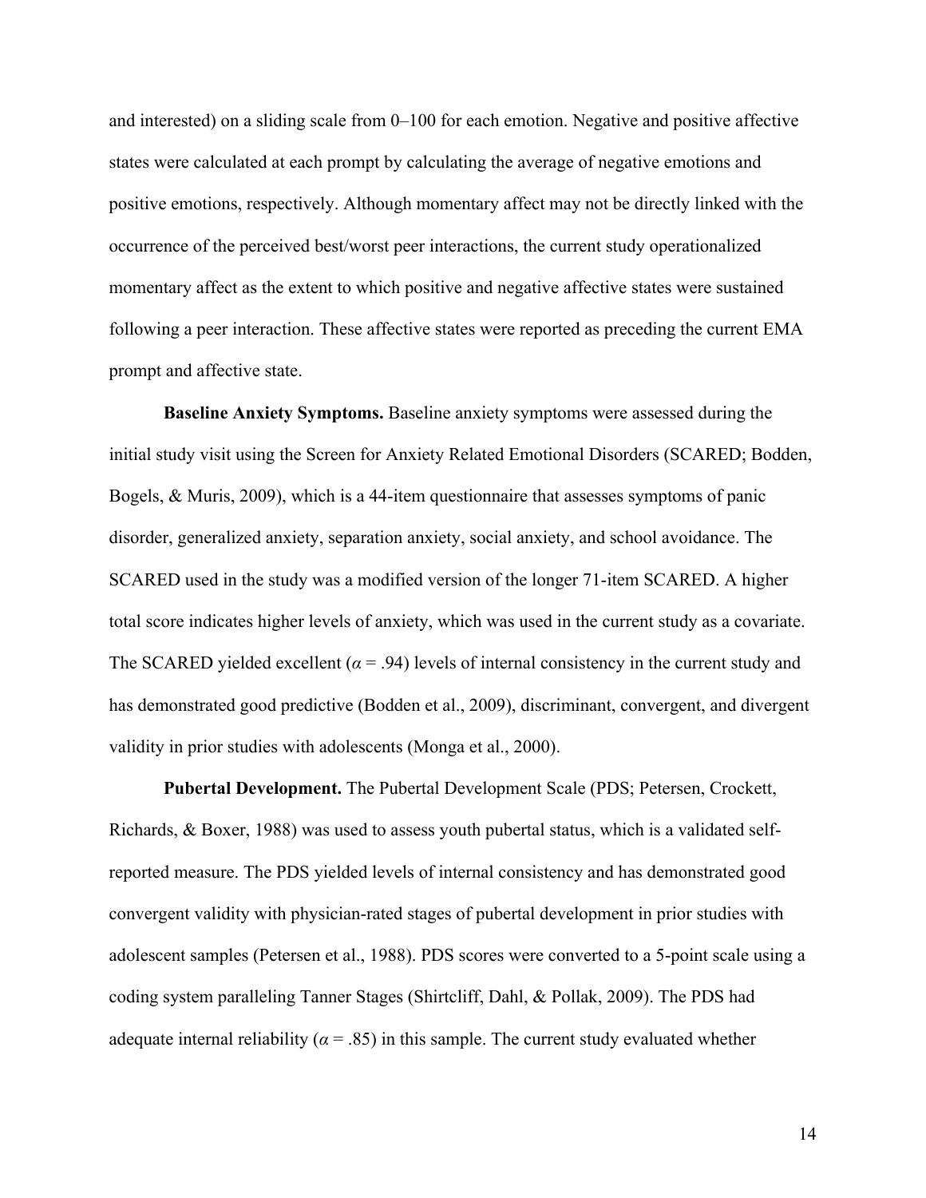and interested) on a sliding scale from 0–100 for each emotion. Negative and positive affective states were calculated at each prompt by calculating the average of negative emotions and positive emotions, respectively. Although momentary affect may not be directly linked with the occurrence of the perceived best/worst peer interactions, the current study operationalized momentary affect as the extent to which positive and negative affective states were sustained following a peer interaction. These affective states were reported as preceding the current EMA prompt and affective state.

**Baseline Anxiety Symptoms.** Baseline anxiety symptoms were assessed during the initial study visit using the Screen for Anxiety Related Emotional Disorders (SCARED; Bodden, Bogels, & Muris, 2009), which is a 44-item questionnaire that assesses symptoms of panic disorder, generalized anxiety, separation anxiety, social anxiety, and school avoidance. The SCARED used in the study was a modified version of the longer 71-item SCARED. A higher total score indicates higher levels of anxiety, which was used in the current study as a covariate. The SCARED yielded excellent ($\alpha$ = .94) levels of internal consistency in the current study and has demonstrated good predictive (Bodden et al., 2009), discriminant, convergent, and divergent validity in prior studies with adolescents (Monga et al., 2000).

**Pubertal Development.** The Pubertal Development Scale (PDS; Petersen, Crockett, Richards, & Boxer, 1988) was used to assess youth pubertal status, which is a validated self-reported measure. The PDS yielded levels of internal consistency and has demonstrated good convergent validity with physician-rated stages of pubertal development in prior studies with adolescent samples (Petersen et al., 1988). PDS scores were converted to a 5-point scale using a coding system paralleling Tanner Stages (Shirtcliff, Dahl, & Pollak, 2009). The PDS had adequate internal reliability ($\alpha$ = .85) in this sample. The current study evaluated whether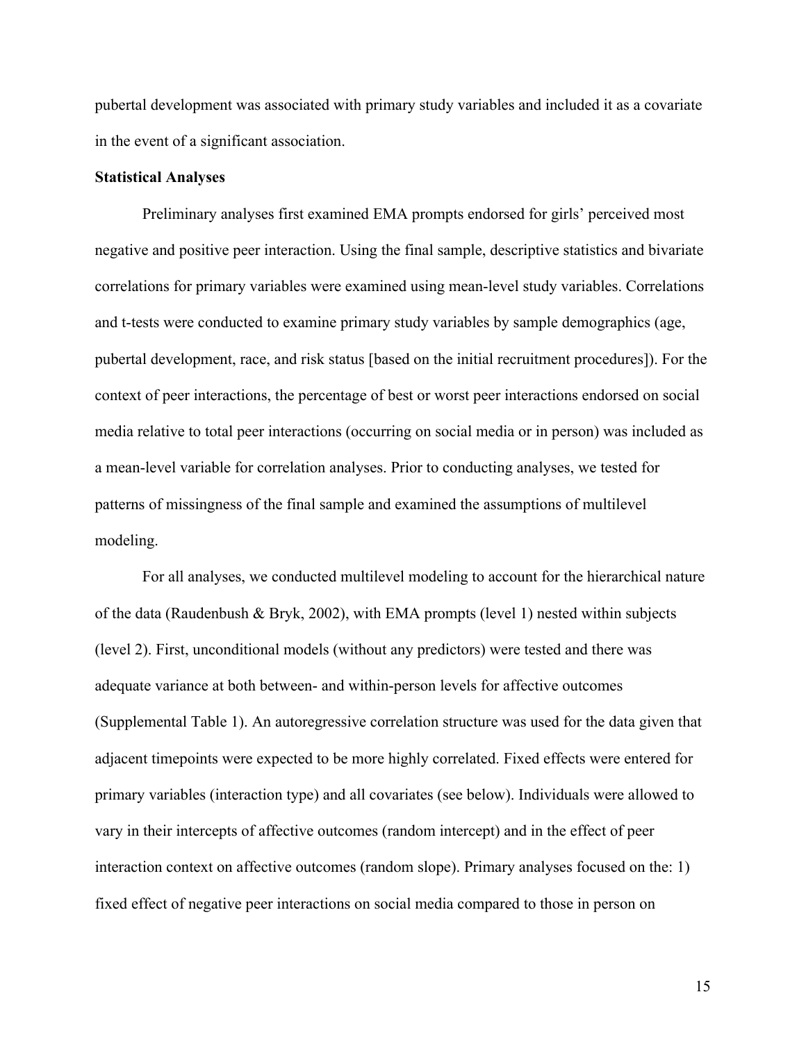pubertal development was associated with primary study variables and included it as a covariate in the event of a significant association.

**Statistical Analyses**

Preliminary analyses first examined EMA prompts endorsed for girls' perceived most negative and positive peer interaction. Using the final sample, descriptive statistics and bivariate correlations for primary variables were examined using mean-level study variables. Correlations and t-tests were conducted to examine primary study variables by sample demographics (age, pubertal development, race, and risk status [based on the initial recruitment procedures]). For the context of peer interactions, the percentage of best or worst peer interactions endorsed on social media relative to total peer interactions (occurring on social media or in person) was included as a mean-level variable for correlation analyses. Prior to conducting analyses, we tested for patterns of missingness of the final sample and examined the assumptions of multilevel modeling.

For all analyses, we conducted multilevel modeling to account for the hierarchical nature of the data (Raudenbush & Bryk, 2002), with EMA prompts (level 1) nested within subjects (level 2). First, unconditional models (without any predictors) were tested and there was adequate variance at both between- and within-person levels for affective outcomes (Supplemental Table 1). An autoregressive correlation structure was used for the data given that adjacent timepoints were expected to be more highly correlated. Fixed effects were entered for primary variables (interaction type) and all covariates (see below). Individuals were allowed to vary in their intercepts of affective outcomes (random intercept) and in the effect of peer interaction context on affective outcomes (random slope). Primary analyses focused on the: 1) fixed effect of negative peer interactions on social media compared to those in person on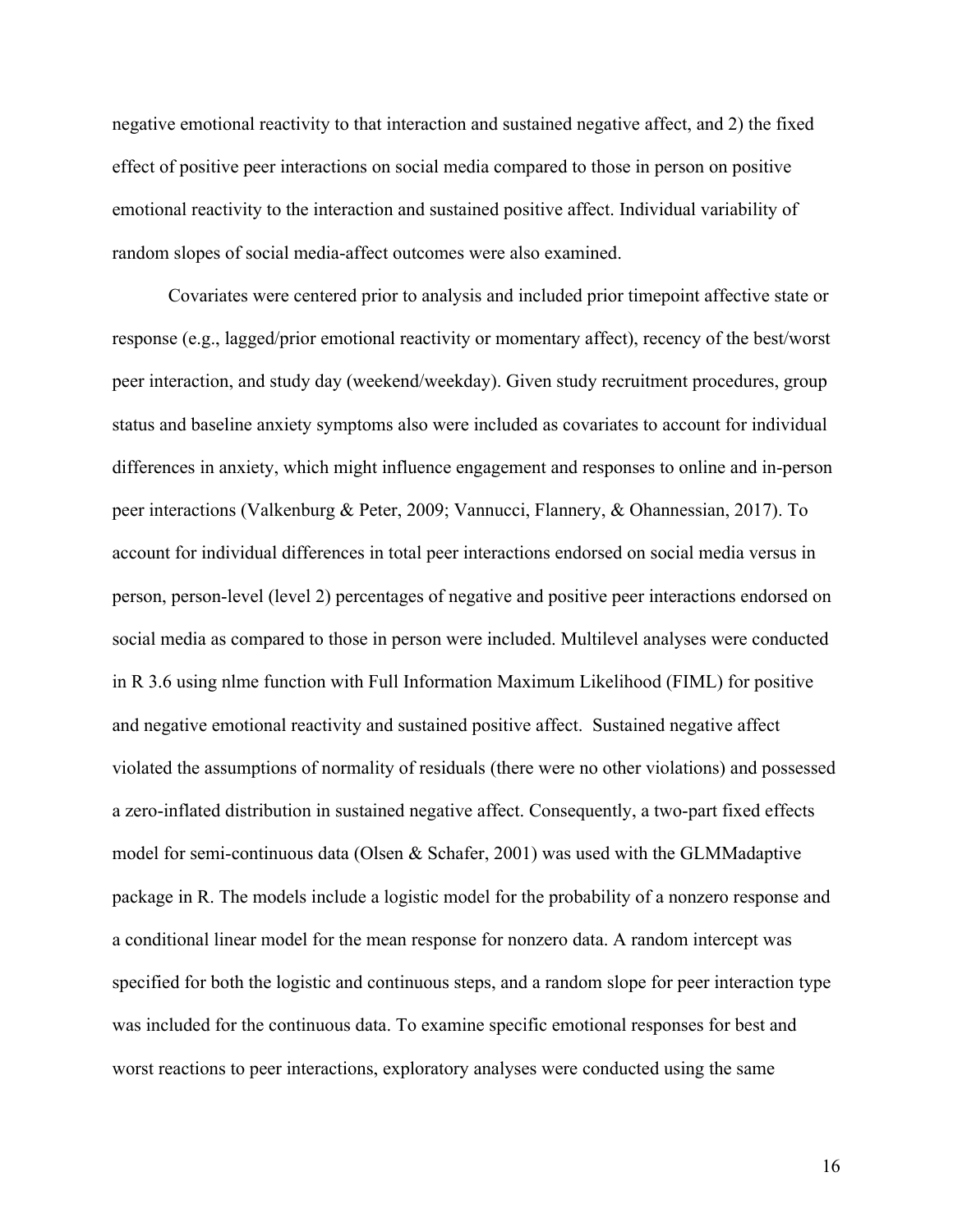negative emotional reactivity to that interaction and sustained negative affect, and 2) the fixed effect of positive peer interactions on social media compared to those in person on positive emotional reactivity to the interaction and sustained positive affect. Individual variability of random slopes of social media-affect outcomes were also examined.

Covariates were centered prior to analysis and included prior timepoint affective state or response (e.g., lagged/prior emotional reactivity or momentary affect), recency of the best/worst peer interaction, and study day (weekend/weekday). Given study recruitment procedures, group status and baseline anxiety symptoms also were included as covariates to account for individual differences in anxiety, which might influence engagement and responses to online and in-person peer interactions (Valkenburg & Peter, 2009; Vannucci, Flannery, & Ohannessian, 2017). To account for individual differences in total peer interactions endorsed on social media versus in person, person-level (level 2) percentages of negative and positive peer interactions endorsed on social media as compared to those in person were included. Multilevel analyses were conducted in R 3.6 using nlme function with Full Information Maximum Likelihood (FIML) for positive and negative emotional reactivity and sustained positive affect. Sustained negative affect violated the assumptions of normality of residuals (there were no other violations) and possessed a zero-inflated distribution in sustained negative affect. Consequently, a two-part fixed effects model for semi-continuous data (Olsen & Schafer, 2001) was used with the GLMMadaptive package in R. The models include a logistic model for the probability of a nonzero response and a conditional linear model for the mean response for nonzero data. A random intercept was specified for both the logistic and continuous steps, and a random slope for peer interaction type was included for the continuous data. To examine specific emotional responses for best and worst reactions to peer interactions, exploratory analyses were conducted using the same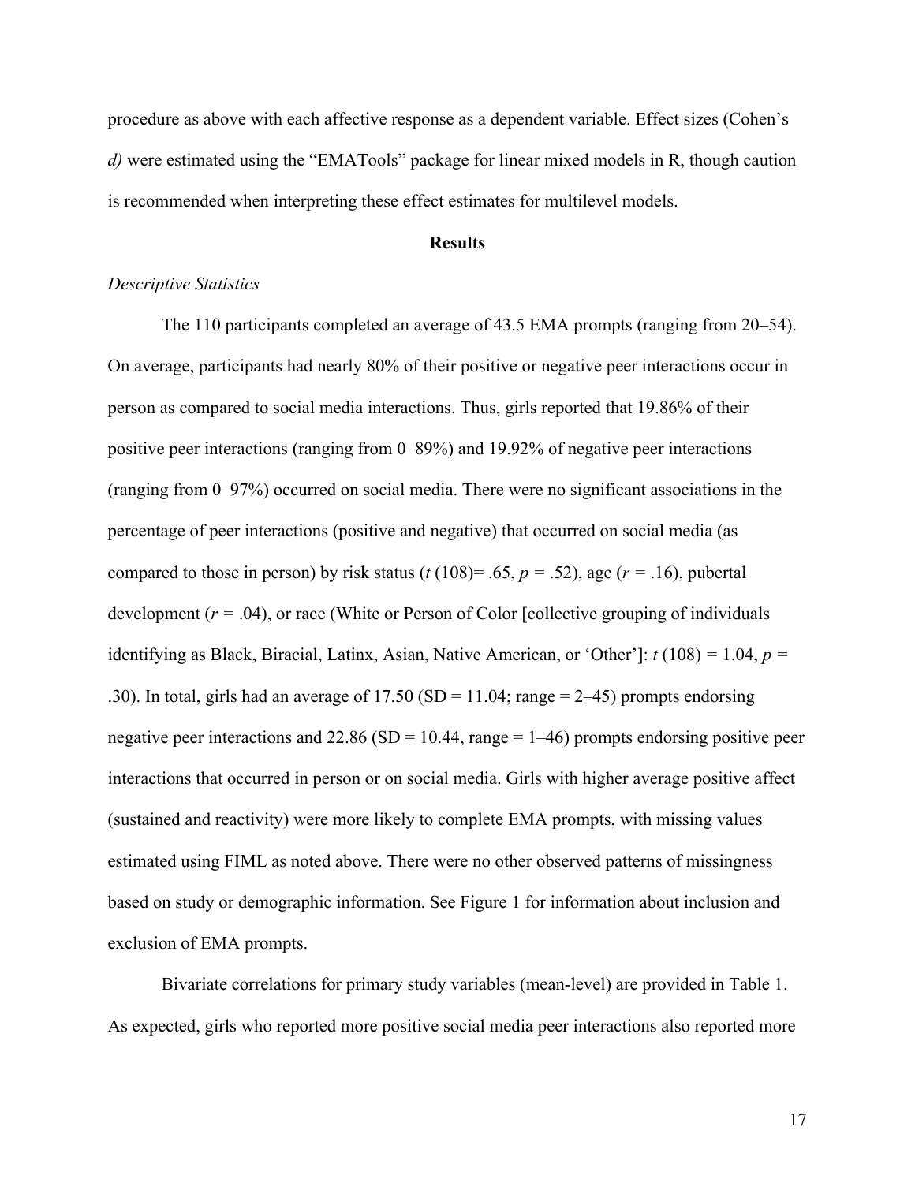procedure as above with each affective response as a dependent variable. Effect sizes (Cohen's *d)* were estimated using the "EMATools" package for linear mixed models in R, though caution is recommended when interpreting these effect estimates for multilevel models.

## Results

### *Descriptive Statistics*

The 110 participants completed an average of 43.5 EMA prompts (ranging from 20–54). On average, participants had nearly 80% of their positive or negative peer interactions occur in person as compared to social media interactions. Thus, girls reported that 19.86% of their positive peer interactions (ranging from 0–89%) and 19.92% of negative peer interactions (ranging from 0–97%) occurred on social media. There were no significant associations in the percentage of peer interactions (positive and negative) that occurred on social media (as compared to those in person) by risk status ($t$ (108)= .65, $p$ = .52), age ($r$ = .16), pubertal development ($r$ = .04), or race (White or Person of Color [collective grouping of individuals identifying as Black, Biracial, Latinx, Asian, Native American, or 'Other']: $t$ (108) = 1.04, $p$ = .30). In total, girls had an average of 17.50 (SD = 11.04; range = 2–45) prompts endorsing negative peer interactions and 22.86 (SD = 10.44, range = 1–46) prompts endorsing positive peer interactions that occurred in person or on social media. Girls with higher average positive affect (sustained and reactivity) were more likely to complete EMA prompts, with missing values estimated using FIML as noted above. There were no other observed patterns of missingness based on study or demographic information. See Figure 1 for information about inclusion and exclusion of EMA prompts.

Bivariate correlations for primary study variables (mean-level) are provided in Table 1. As expected, girls who reported more positive social media peer interactions also reported more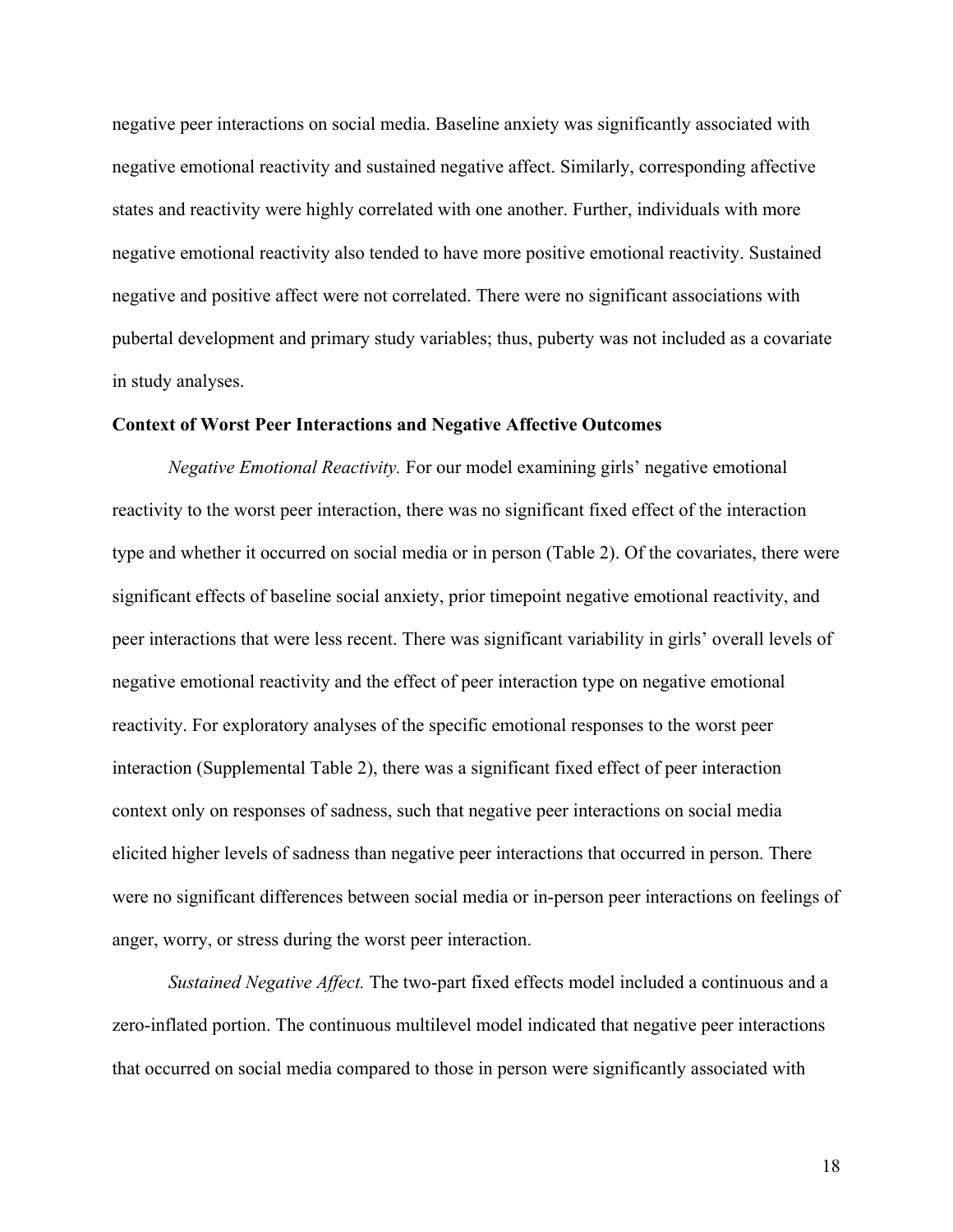negative peer interactions on social media. Baseline anxiety was significantly associated with negative emotional reactivity and sustained negative affect. Similarly, corresponding affective states and reactivity were highly correlated with one another. Further, individuals with more negative emotional reactivity also tended to have more positive emotional reactivity. Sustained negative and positive affect were not correlated. There were no significant associations with pubertal development and primary study variables; thus, puberty was not included as a covariate in study analyses.

**Context of Worst Peer Interactions and Negative Affective Outcomes**

*Negative Emotional Reactivity.* For our model examining girls' negative emotional reactivity to the worst peer interaction, there was no significant fixed effect of the interaction type and whether it occurred on social media or in person (Table 2). Of the covariates, there were significant effects of baseline social anxiety, prior timepoint negative emotional reactivity, and peer interactions that were less recent. There was significant variability in girls' overall levels of negative emotional reactivity and the effect of peer interaction type on negative emotional reactivity. For exploratory analyses of the specific emotional responses to the worst peer interaction (Supplemental Table 2), there was a significant fixed effect of peer interaction context only on responses of sadness, such that negative peer interactions on social media elicited higher levels of sadness than negative peer interactions that occurred in person. There were no significant differences between social media or in-person peer interactions on feelings of anger, worry, or stress during the worst peer interaction.

*Sustained Negative Affect.* The two-part fixed effects model included a continuous and a zero-inflated portion. The continuous multilevel model indicated that negative peer interactions that occurred on social media compared to those in person were significantly associated with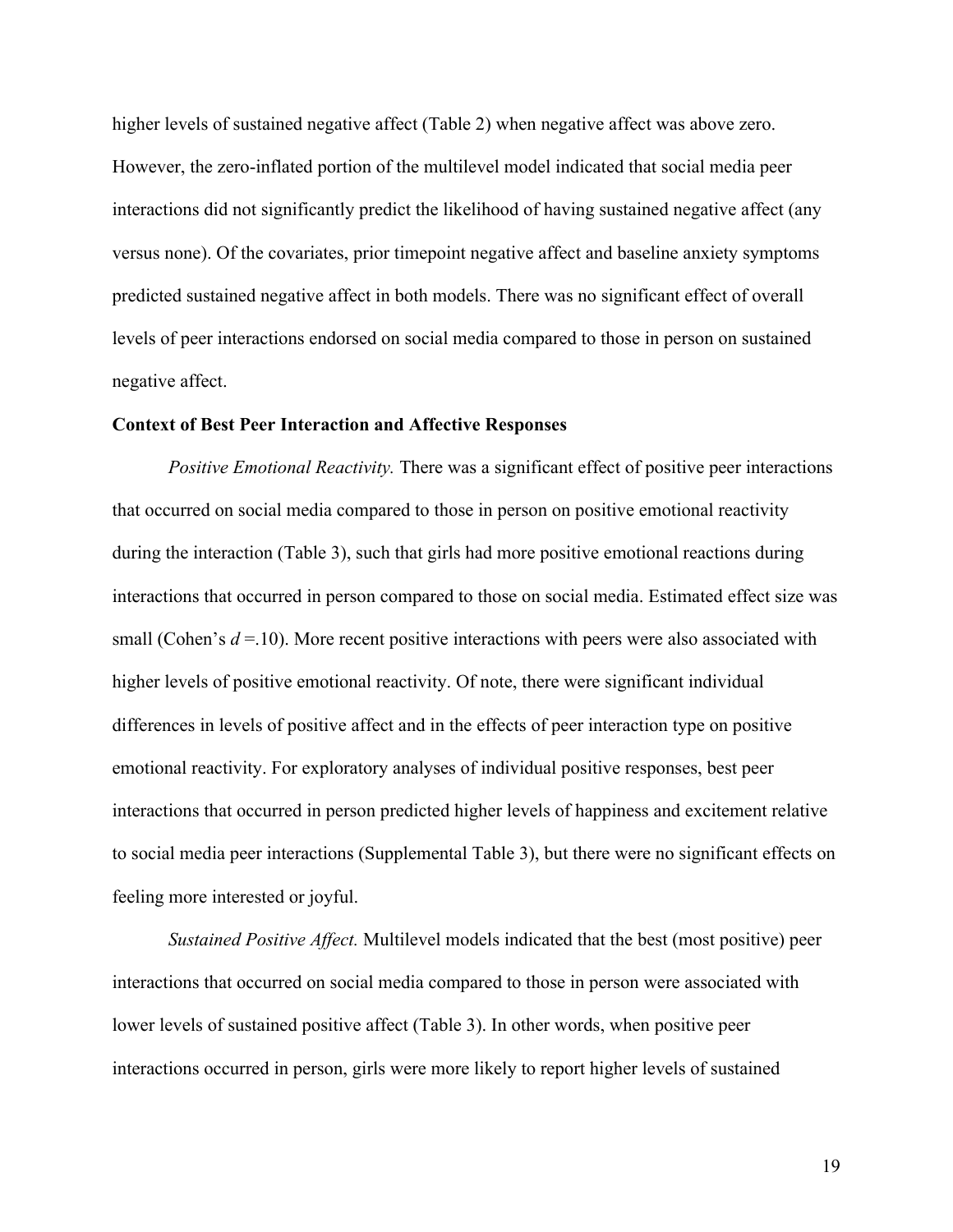higher levels of sustained negative affect (Table 2) when negative affect was above zero. However, the zero-inflated portion of the multilevel model indicated that social media peer interactions did not significantly predict the likelihood of having sustained negative affect (any versus none). Of the covariates, prior timepoint negative affect and baseline anxiety symptoms predicted sustained negative affect in both models. There was no significant effect of overall levels of peer interactions endorsed on social media compared to those in person on sustained negative affect.

**Context of Best Peer Interaction and Affective Responses**

*Positive Emotional Reactivity.* There was a significant effect of positive peer interactions that occurred on social media compared to those in person on positive emotional reactivity during the interaction (Table 3), such that girls had more positive emotional reactions during interactions that occurred in person compared to those on social media. Estimated effect size was small (Cohen's $d$ =.10). More recent positive interactions with peers were also associated with higher levels of positive emotional reactivity. Of note, there were significant individual differences in levels of positive affect and in the effects of peer interaction type on positive emotional reactivity. For exploratory analyses of individual positive responses, best peer interactions that occurred in person predicted higher levels of happiness and excitement relative to social media peer interactions (Supplemental Table 3), but there were no significant effects on feeling more interested or joyful.

*Sustained Positive Affect.* Multilevel models indicated that the best (most positive) peer interactions that occurred on social media compared to those in person were associated with lower levels of sustained positive affect (Table 3). In other words, when positive peer interactions occurred in person, girls were more likely to report higher levels of sustained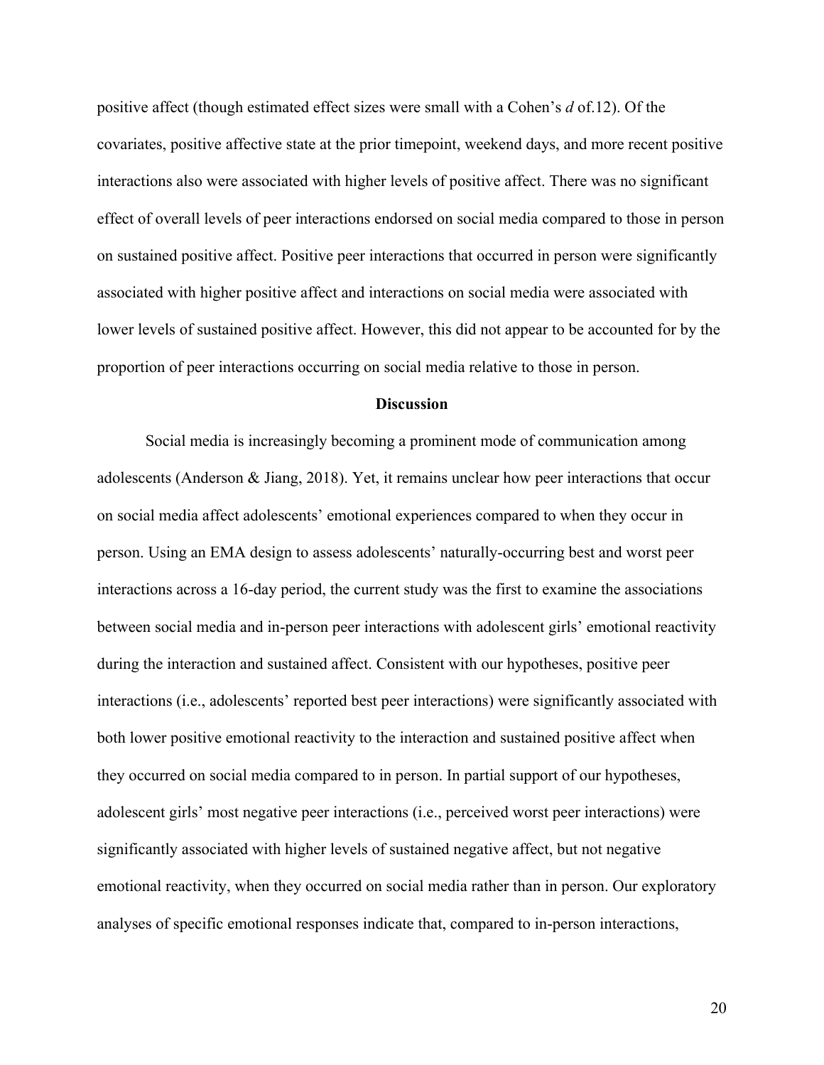positive affect (though estimated effect sizes were small with a Cohen's *d* of.12). Of the covariates, positive affective state at the prior timepoint, weekend days, and more recent positive interactions also were associated with higher levels of positive affect. There was no significant effect of overall levels of peer interactions endorsed on social media compared to those in person on sustained positive affect. Positive peer interactions that occurred in person were significantly associated with higher positive affect and interactions on social media were associated with lower levels of sustained positive affect. However, this did not appear to be accounted for by the proportion of peer interactions occurring on social media relative to those in person.

## Discussion

Social media is increasingly becoming a prominent mode of communication among adolescents (Anderson & Jiang, 2018). Yet, it remains unclear how peer interactions that occur on social media affect adolescents' emotional experiences compared to when they occur in person. Using an EMA design to assess adolescents' naturally-occurring best and worst peer interactions across a 16-day period, the current study was the first to examine the associations between social media and in-person peer interactions with adolescent girls' emotional reactivity during the interaction and sustained affect. Consistent with our hypotheses, positive peer interactions (i.e., adolescents' reported best peer interactions) were significantly associated with both lower positive emotional reactivity to the interaction and sustained positive affect when they occurred on social media compared to in person. In partial support of our hypotheses, adolescent girls' most negative peer interactions (i.e., perceived worst peer interactions) were significantly associated with higher levels of sustained negative affect, but not negative emotional reactivity, when they occurred on social media rather than in person. Our exploratory analyses of specific emotional responses indicate that, compared to in-person interactions,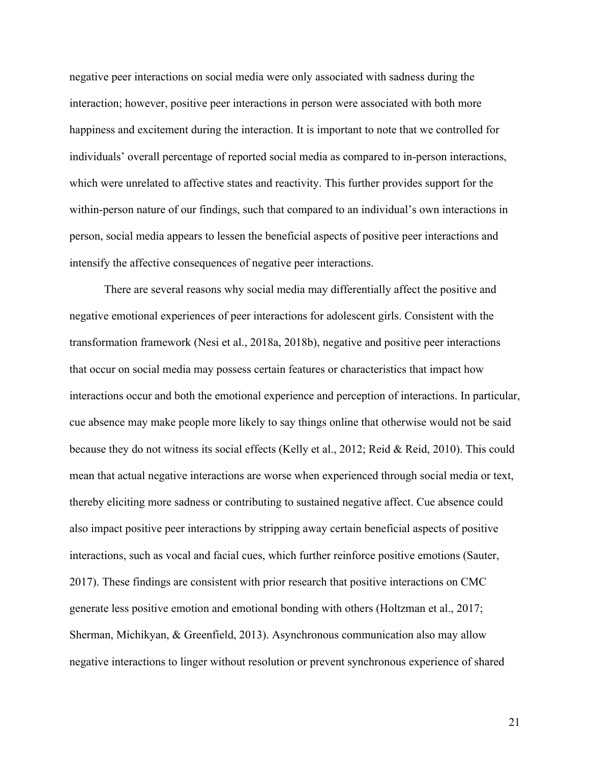negative peer interactions on social media were only associated with sadness during the interaction; however, positive peer interactions in person were associated with both more happiness and excitement during the interaction. It is important to note that we controlled for individuals' overall percentage of reported social media as compared to in-person interactions, which were unrelated to affective states and reactivity. This further provides support for the within-person nature of our findings, such that compared to an individual's own interactions in person, social media appears to lessen the beneficial aspects of positive peer interactions and intensify the affective consequences of negative peer interactions.

There are several reasons why social media may differentially affect the positive and negative emotional experiences of peer interactions for adolescent girls. Consistent with the transformation framework (Nesi et al., 2018a, 2018b), negative and positive peer interactions that occur on social media may possess certain features or characteristics that impact how interactions occur and both the emotional experience and perception of interactions. In particular, cue absence may make people more likely to say things online that otherwise would not be said because they do not witness its social effects (Kelly et al., 2012; Reid & Reid, 2010). This could mean that actual negative interactions are worse when experienced through social media or text, thereby eliciting more sadness or contributing to sustained negative affect. Cue absence could also impact positive peer interactions by stripping away certain beneficial aspects of positive interactions, such as vocal and facial cues, which further reinforce positive emotions (Sauter, 2017). These findings are consistent with prior research that positive interactions on CMC generate less positive emotion and emotional bonding with others (Holtzman et al., 2017; Sherman, Michikyan, & Greenfield, 2013). Asynchronous communication also may allow negative interactions to linger without resolution or prevent synchronous experience of shared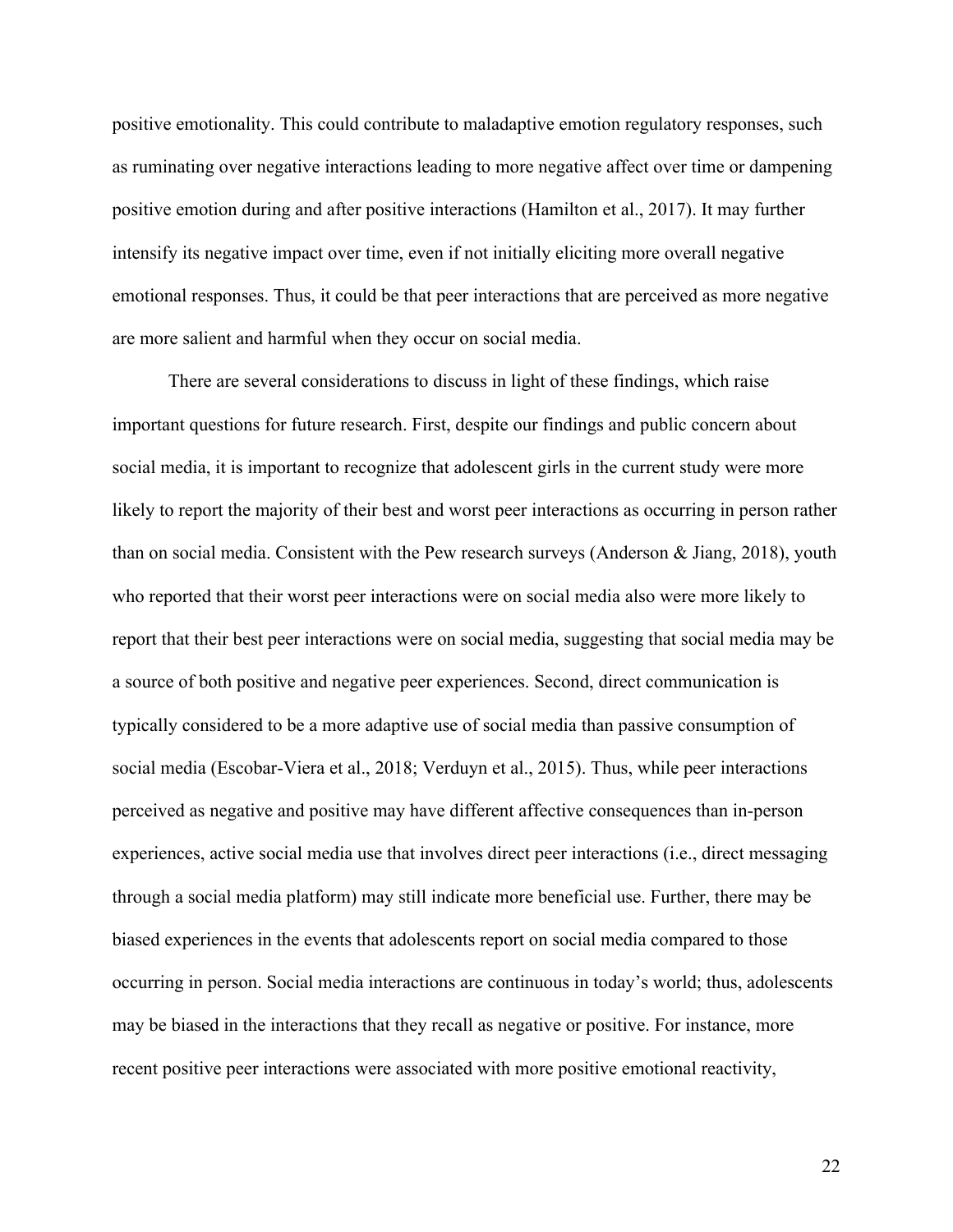positive emotionality. This could contribute to maladaptive emotion regulatory responses, such as ruminating over negative interactions leading to more negative affect over time or dampening positive emotion during and after positive interactions (Hamilton et al., 2017). It may further intensify its negative impact over time, even if not initially eliciting more overall negative emotional responses. Thus, it could be that peer interactions that are perceived as more negative are more salient and harmful when they occur on social media.

There are several considerations to discuss in light of these findings, which raise important questions for future research. First, despite our findings and public concern about social media, it is important to recognize that adolescent girls in the current study were more likely to report the majority of their best and worst peer interactions as occurring in person rather than on social media. Consistent with the Pew research surveys (Anderson & Jiang, 2018), youth who reported that their worst peer interactions were on social media also were more likely to report that their best peer interactions were on social media, suggesting that social media may be a source of both positive and negative peer experiences. Second, direct communication is typically considered to be a more adaptive use of social media than passive consumption of social media (Escobar-Viera et al., 2018; Verduyn et al., 2015). Thus, while peer interactions perceived as negative and positive may have different affective consequences than in-person experiences, active social media use that involves direct peer interactions (i.e., direct messaging through a social media platform) may still indicate more beneficial use. Further, there may be biased experiences in the events that adolescents report on social media compared to those occurring in person. Social media interactions are continuous in today's world; thus, adolescents may be biased in the interactions that they recall as negative or positive. For instance, more recent positive peer interactions were associated with more positive emotional reactivity,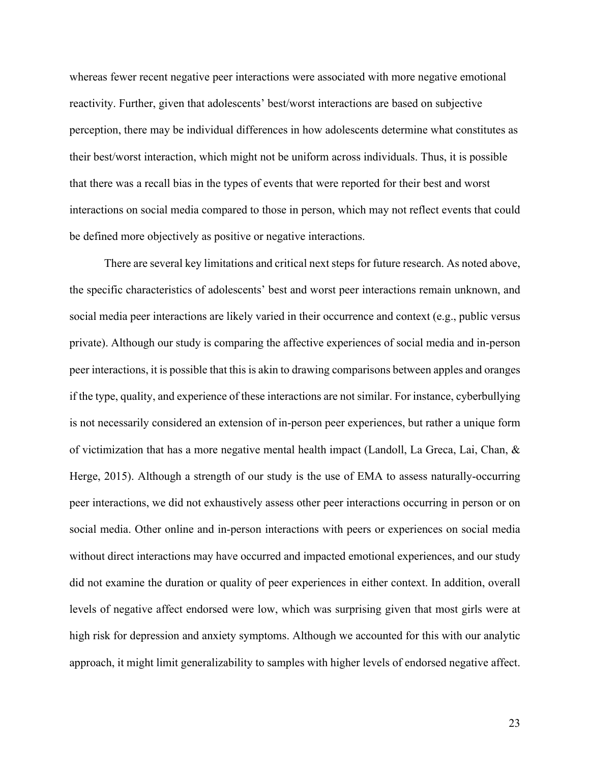whereas fewer recent negative peer interactions were associated with more negative emotional reactivity. Further, given that adolescents' best/worst interactions are based on subjective perception, there may be individual differences in how adolescents determine what constitutes as their best/worst interaction, which might not be uniform across individuals. Thus, it is possible that there was a recall bias in the types of events that were reported for their best and worst interactions on social media compared to those in person, which may not reflect events that could be defined more objectively as positive or negative interactions.

There are several key limitations and critical next steps for future research. As noted above, the specific characteristics of adolescents' best and worst peer interactions remain unknown, and social media peer interactions are likely varied in their occurrence and context (e.g., public versus private). Although our study is comparing the affective experiences of social media and in-person peer interactions, it is possible that this is akin to drawing comparisons between apples and oranges if the type, quality, and experience of these interactions are not similar. For instance, cyberbullying is not necessarily considered an extension of in-person peer experiences, but rather a unique form of victimization that has a more negative mental health impact (Landoll, La Greca, Lai, Chan, & Herge, 2015). Although a strength of our study is the use of EMA to assess naturally-occurring peer interactions, we did not exhaustively assess other peer interactions occurring in person or on social media. Other online and in-person interactions with peers or experiences on social media without direct interactions may have occurred and impacted emotional experiences, and our study did not examine the duration or quality of peer experiences in either context. In addition, overall levels of negative affect endorsed were low, which was surprising given that most girls were at high risk for depression and anxiety symptoms. Although we accounted for this with our analytic approach, it might limit generalizability to samples with higher levels of endorsed negative affect.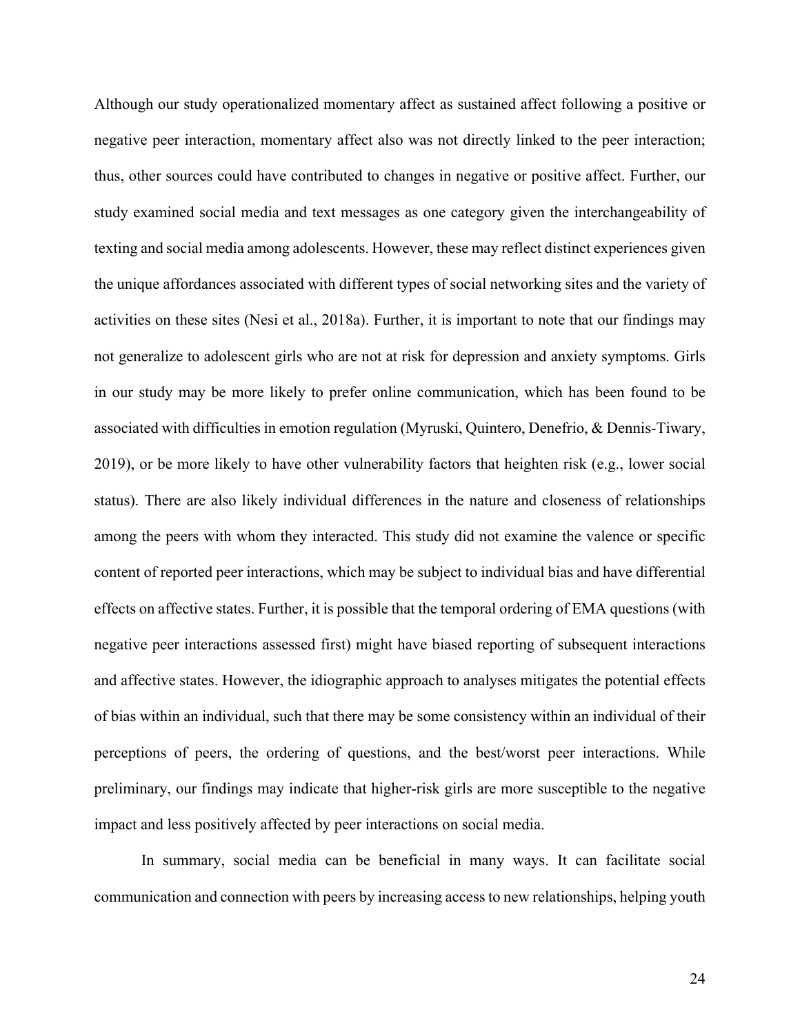Although our study operationalized momentary affect as sustained affect following a positive or negative peer interaction, momentary affect also was not directly linked to the peer interaction; thus, other sources could have contributed to changes in negative or positive affect. Further, our study examined social media and text messages as one category given the interchangeability of texting and social media among adolescents. However, these may reflect distinct experiences given the unique affordances associated with different types of social networking sites and the variety of activities on these sites (Nesi et al., 2018a). Further, it is important to note that our findings may not generalize to adolescent girls who are not at risk for depression and anxiety symptoms. Girls in our study may be more likely to prefer online communication, which has been found to be associated with difficulties in emotion regulation (Myruski, Quintero, Denefrio, & Dennis-Tiwary, 2019), or be more likely to have other vulnerability factors that heighten risk (e.g., lower social status). There are also likely individual differences in the nature and closeness of relationships among the peers with whom they interacted. This study did not examine the valence or specific content of reported peer interactions, which may be subject to individual bias and have differential effects on affective states. Further, it is possible that the temporal ordering of EMA questions (with negative peer interactions assessed first) might have biased reporting of subsequent interactions and affective states. However, the idiographic approach to analyses mitigates the potential effects of bias within an individual, such that there may be some consistency within an individual of their perceptions of peers, the ordering of questions, and the best/worst peer interactions. While preliminary, our findings may indicate that higher-risk girls are more susceptible to the negative impact and less positively affected by peer interactions on social media.

In summary, social media can be beneficial in many ways. It can facilitate social communication and connection with peers by increasing access to new relationships, helping youth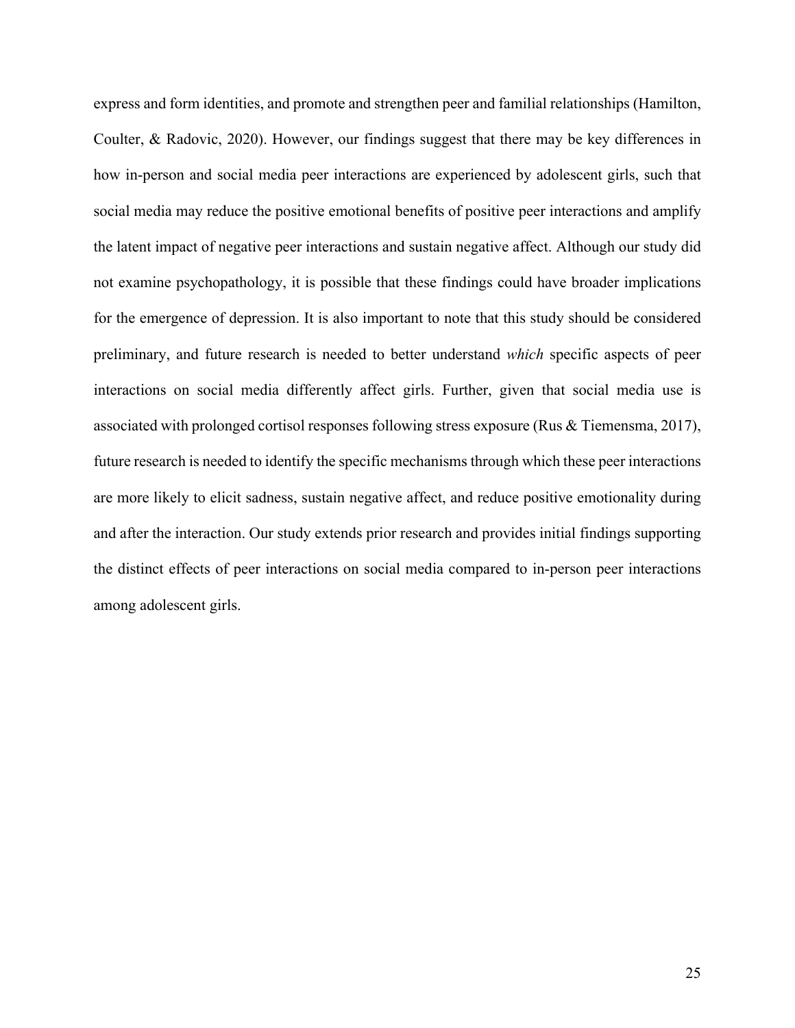express and form identities, and promote and strengthen peer and familial relationships (Hamilton, Coulter, & Radovic, 2020). However, our findings suggest that there may be key differences in how in-person and social media peer interactions are experienced by adolescent girls, such that social media may reduce the positive emotional benefits of positive peer interactions and amplify the latent impact of negative peer interactions and sustain negative affect. Although our study did not examine psychopathology, it is possible that these findings could have broader implications for the emergence of depression. It is also important to note that this study should be considered preliminary, and future research is needed to better understand *which* specific aspects of peer interactions on social media differently affect girls. Further, given that social media use is associated with prolonged cortisol responses following stress exposure (Rus & Tiemensma, 2017), future research is needed to identify the specific mechanisms through which these peer interactions are more likely to elicit sadness, sustain negative affect, and reduce positive emotionality during and after the interaction. Our study extends prior research and provides initial findings supporting the distinct effects of peer interactions on social media compared to in-person peer interactions among adolescent girls.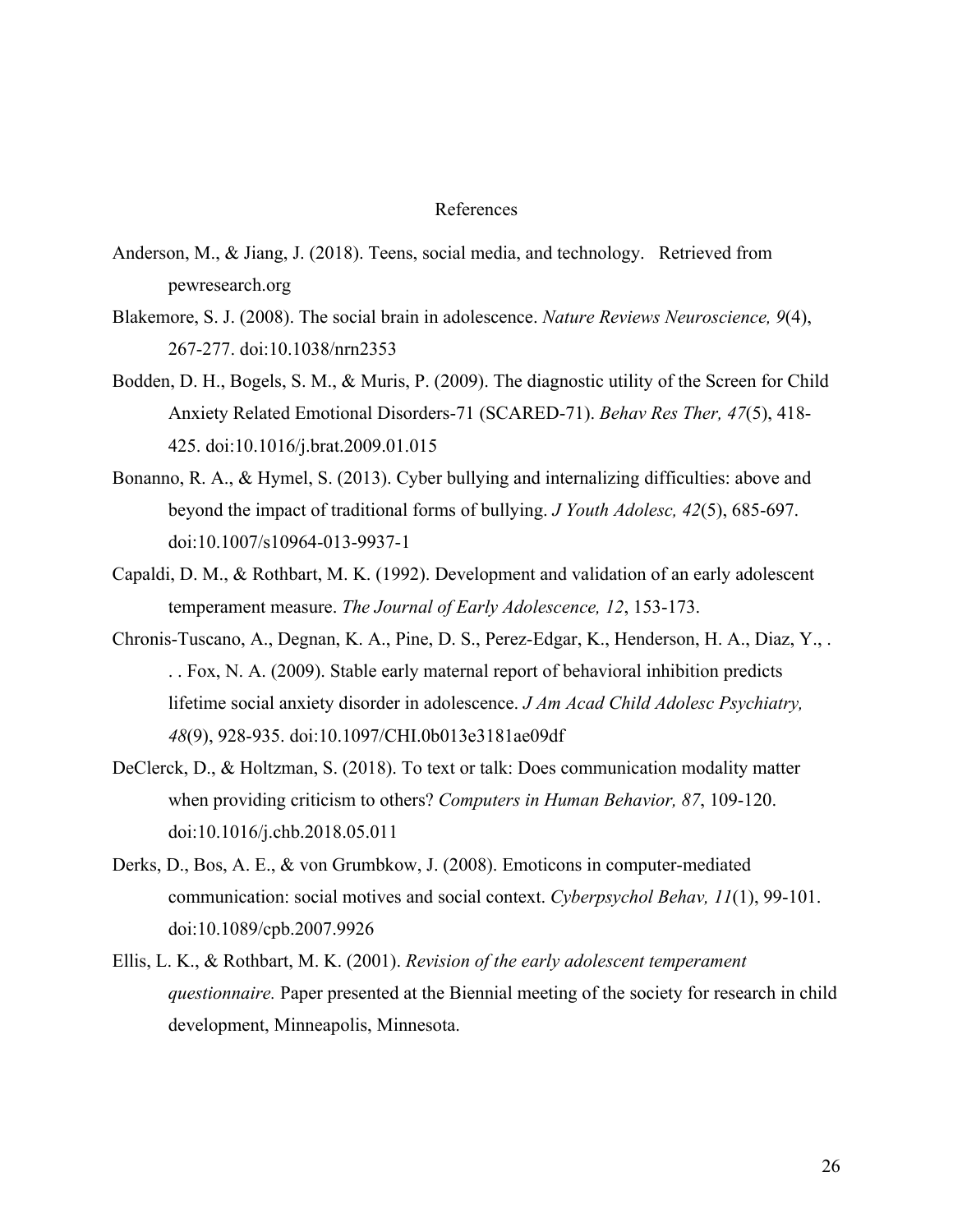# References

Anderson, M., & Jiang, J. (2018). Teens, social media, and technology. Retrieved from pewresearch.org

Blakemore, S. J. (2008). The social brain in adolescence. *Nature Reviews Neuroscience, 9*(4), 267-277. doi:10.1038/nrn2353

Bodden, D. H., Bogels, S. M., & Muris, P. (2009). The diagnostic utility of the Screen for Child Anxiety Related Emotional Disorders-71 (SCARED-71). *Behav Res Ther, 47*(5), 418-425. doi:10.1016/j.brat.2009.01.015

Bonanno, R. A., & Hymel, S. (2013). Cyber bullying and internalizing difficulties: above and beyond the impact of traditional forms of bullying. *J Youth Adolesc, 42*(5), 685-697. doi:10.1007/s10964-013-9937-1

Capaldi, D. M., & Rothbart, M. K. (1992). Development and validation of an early adolescent temperament measure. *The Journal of Early Adolescence, 12*, 153-173.

Chronis-Tuscano, A., Degnan, K. A., Pine, D. S., Perez-Edgar, K., Henderson, H. A., Diaz, Y., . . . Fox, N. A. (2009). Stable early maternal report of behavioral inhibition predicts lifetime social anxiety disorder in adolescence. *J Am Acad Child Adolesc Psychiatry, 48*(9), 928-935. doi:10.1097/CHI.0b013e3181ae09df

DeClerck, D., & Holtzman, S. (2018). To text or talk: Does communication modality matter when providing criticism to others? *Computers in Human Behavior, 87*, 109-120. doi:10.1016/j.chb.2018.05.011

Derks, D., Bos, A. E., & von Grumbkow, J. (2008). Emoticons in computer-mediated communication: social motives and social context. *Cyberpsychol Behav, 11*(1), 99-101. doi:10.1089/cpb.2007.9926

Ellis, L. K., & Rothbart, M. K. (2001). *Revision of the early adolescent temperament questionnaire.* Paper presented at the Biennial meeting of the society for research in child development, Minneapolis, Minnesota.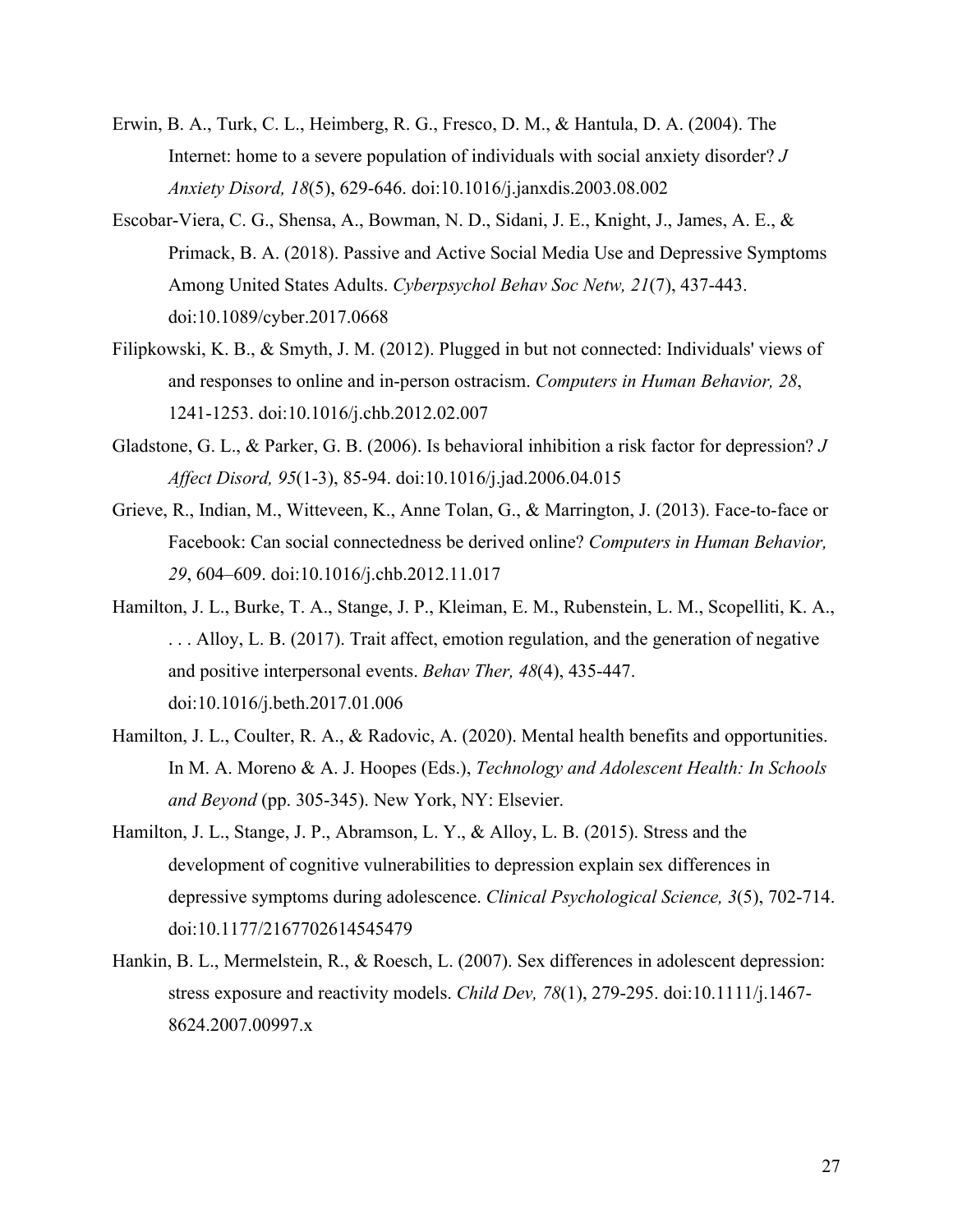Erwin, B. A., Turk, C. L., Heimberg, R. G., Fresco, D. M., & Hantula, D. A. (2004). The Internet: home to a severe population of individuals with social anxiety disorder? *J Anxiety Disord, 18*(5), 629-646. doi:10.1016/j.janxdis.2003.08.002

Escobar-Viera, C. G., Shensa, A., Bowman, N. D., Sidani, J. E., Knight, J., James, A. E., & Primack, B. A. (2018). Passive and Active Social Media Use and Depressive Symptoms Among United States Adults. *Cyberpsychol Behav Soc Netw, 21*(7), 437-443. doi:10.1089/cyber.2017.0668

Filipkowski, K. B., & Smyth, J. M. (2012). Plugged in but not connected: Individuals' views of and responses to online and in-person ostracism. *Computers in Human Behavior, 28*, 1241-1253. doi:10.1016/j.chb.2012.02.007

Gladstone, G. L., & Parker, G. B. (2006). Is behavioral inhibition a risk factor for depression? *J Affect Disord, 95*(1-3), 85-94. doi:10.1016/j.jad.2006.04.015

Grieve, R., Indian, M., Witteveen, K., Anne Tolan, G., & Marrington, J. (2013). Face-to-face or Facebook: Can social connectedness be derived online? *Computers in Human Behavior, 29*, 604–609. doi:10.1016/j.chb.2012.11.017

Hamilton, J. L., Burke, T. A., Stange, J. P., Kleiman, E. M., Rubenstein, L. M., Scopelliti, K. A., . . . Alloy, L. B. (2017). Trait affect, emotion regulation, and the generation of negative and positive interpersonal events. *Behav Ther, 48*(4), 435-447. doi:10.1016/j.beth.2017.01.006

Hamilton, J. L., Coulter, R. A., & Radovic, A. (2020). Mental health benefits and opportunities. In M. A. Moreno & A. J. Hoopes (Eds.), *Technology and Adolescent Health: In Schools and Beyond* (pp. 305-345). New York, NY: Elsevier.

Hamilton, J. L., Stange, J. P., Abramson, L. Y., & Alloy, L. B. (2015). Stress and the development of cognitive vulnerabilities to depression explain sex differences in depressive symptoms during adolescence. *Clinical Psychological Science, 3*(5), 702-714. doi:10.1177/2167702614545479

Hankin, B. L., Mermelstein, R., & Roesch, L. (2007). Sex differences in adolescent depression: stress exposure and reactivity models. *Child Dev, 78*(1), 279-295. doi:10.1111/j.1467-8624.2007.00997.x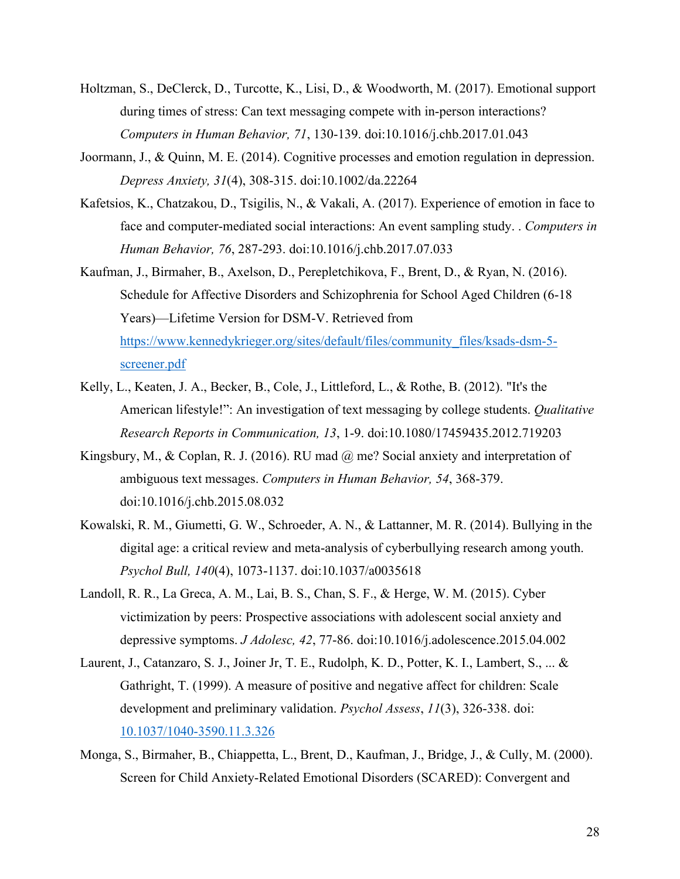Holtzman, S., DeClerck, D., Turcotte, K., Lisi, D., & Woodworth, M. (2017). Emotional support during times of stress: Can text messaging compete with in-person interactions? *Computers in Human Behavior, 71*, 130-139. doi:10.1016/j.chb.2017.01.043

Joormann, J., & Quinn, M. E. (2014). Cognitive processes and emotion regulation in depression. *Depress Anxiety, 31*(4), 308-315. doi:10.1002/da.22264

Kafetsios, K., Chatzakou, D., Tsigilis, N., & Vakali, A. (2017). Experience of emotion in face to face and computer-mediated social interactions: An event sampling study. . *Computers in Human Behavior, 76*, 287-293. doi:10.1016/j.chb.2017.07.033

Kaufman, J., Birmaher, B., Axelson, D., Perepletchikova, F., Brent, D., & Ryan, N. (2016). Schedule for Affective Disorders and Schizophrenia for School Aged Children (6-18 Years)—Lifetime Version for DSM-V. Retrieved from [https://www.kennedykrieger.org/sites/default/files/community_files/ksads-dsm-5-screener.pdf](https://www.kennedykrieger.org/sites/default/files/community_files/ksads-dsm-5-screener.pdf)

Kelly, L., Keaten, J. A., Becker, B., Cole, J., Littleford, L., & Rothe, B. (2012). "It's the American lifestyle!": An investigation of text messaging by college students. *Qualitative Research Reports in Communication, 13*, 1-9. doi:10.1080/17459435.2012.719203

Kingsbury, M., & Coplan, R. J. (2016). RU mad @ me? Social anxiety and interpretation of ambiguous text messages. *Computers in Human Behavior, 54*, 368-379. doi:10.1016/j.chb.2015.08.032

Kowalski, R. M., Giumetti, G. W., Schroeder, A. N., & Lattanner, M. R. (2014). Bullying in the digital age: a critical review and meta-analysis of cyberbullying research among youth. *Psychol Bull, 140*(4), 1073-1137. doi:10.1037/a0035618

Landoll, R. R., La Greca, A. M., Lai, B. S., Chan, S. F., & Herge, W. M. (2015). Cyber victimization by peers: Prospective associations with adolescent social anxiety and depressive symptoms. *J Adolesc, 42*, 77-86. doi:10.1016/j.adolescence.2015.04.002

Laurent, J., Catanzaro, S. J., Joiner Jr, T. E., Rudolph, K. D., Potter, K. I., Lambert, S., ... & Gathright, T. (1999). A measure of positive and negative affect for children: Scale development and preliminary validation. *Psychol Assess*, *11*(3), 326-338. doi: [10.1037/1040-3590.11.3.326](10.1037/1040-3590.11.3.326)

Monga, S., Birmaher, B., Chiappetta, L., Brent, D., Kaufman, J., Bridge, J., & Cully, M. (2000). Screen for Child Anxiety-Related Emotional Disorders (SCARED): Convergent and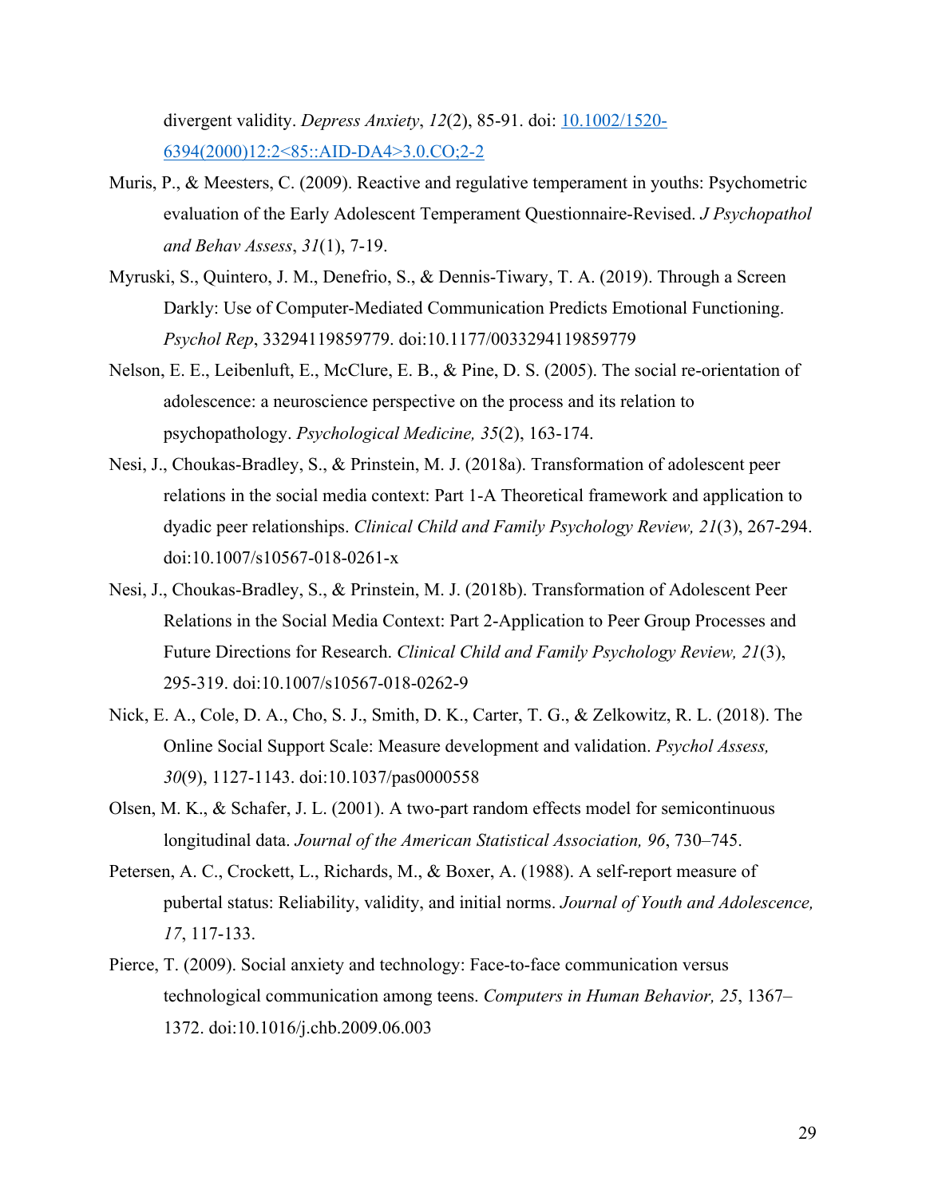divergent validity. *Depress Anxiety*, *12*(2), 85-91. doi: 10.1002/1520-6394(2000)12:2<85::AID-DA4>3.0.CO;2-2

Muris, P., & Meesters, C. (2009). Reactive and regulative temperament in youths: Psychometric evaluation of the Early Adolescent Temperament Questionnaire-Revised. *J Psychopathol and Behav Assess*, *31*(1), 7-19.

Myruski, S., Quintero, J. M., Denefrio, S., & Dennis-Tiwary, T. A. (2019). Through a Screen Darkly: Use of Computer-Mediated Communication Predicts Emotional Functioning. *Psychol Rep*, 33294119859779. doi:10.1177/0033294119859779

Nelson, E. E., Leibenluft, E., McClure, E. B., & Pine, D. S. (2005). The social re-orientation of adolescence: a neuroscience perspective on the process and its relation to psychopathology. *Psychological Medicine, 35*(2), 163-174.

Nesi, J., Choukas-Bradley, S., & Prinstein, M. J. (2018a). Transformation of adolescent peer relations in the social media context: Part 1-A Theoretical framework and application to dyadic peer relationships. *Clinical Child and Family Psychology Review, 21*(3), 267-294. doi:10.1007/s10567-018-0261-x

Nesi, J., Choukas-Bradley, S., & Prinstein, M. J. (2018b). Transformation of Adolescent Peer Relations in the Social Media Context: Part 2-Application to Peer Group Processes and Future Directions for Research. *Clinical Child and Family Psychology Review, 21*(3), 295-319. doi:10.1007/s10567-018-0262-9

Nick, E. A., Cole, D. A., Cho, S. J., Smith, D. K., Carter, T. G., & Zelkowitz, R. L. (2018). The Online Social Support Scale: Measure development and validation. *Psychol Assess, 30*(9), 1127-1143. doi:10.1037/pas0000558

Olsen, M. K., & Schafer, J. L. (2001). A two-part random effects model for semicontinuous longitudinal data. *Journal of the American Statistical Association, 96*, 730–745.

Petersen, A. C., Crockett, L., Richards, M., & Boxer, A. (1988). A self-report measure of pubertal status: Reliability, validity, and initial norms. *Journal of Youth and Adolescence, 17*, 117-133.

Pierce, T. (2009). Social anxiety and technology: Face-to-face communication versus technological communication among teens. *Computers in Human Behavior, 25*, 1367–1372. doi:10.1016/j.chb.2009.06.003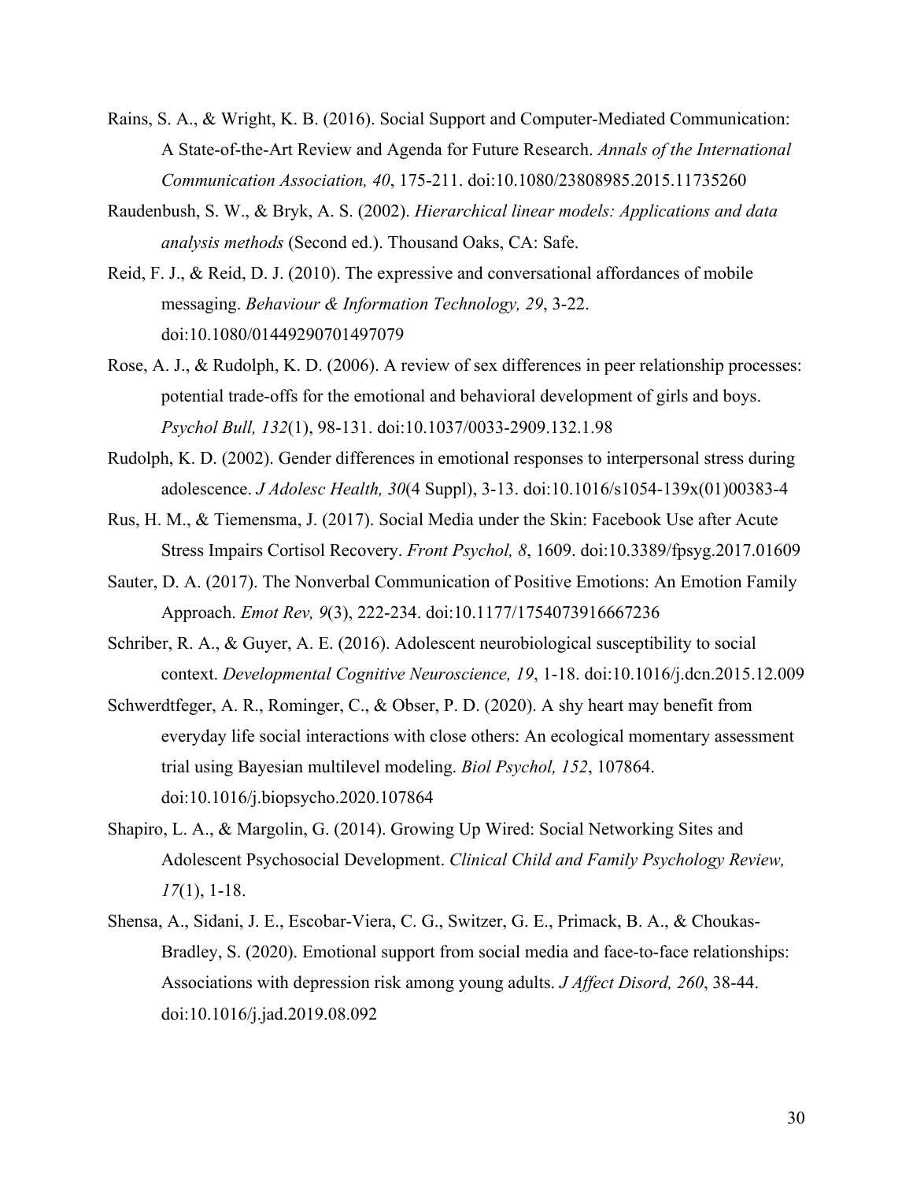Rains, S. A., & Wright, K. B. (2016). Social Support and Computer-Mediated Communication: A State-of-the-Art Review and Agenda for Future Research. *Annals of the International Communication Association, 40*, 175-211. doi:10.1080/23808985.2015.11735260

Raudenbush, S. W., & Bryk, A. S. (2002). *Hierarchical linear models: Applications and data analysis methods* (Second ed.). Thousand Oaks, CA: Safe.

Reid, F. J., & Reid, D. J. (2010). The expressive and conversational affordances of mobile messaging. *Behaviour & Information Technology, 29*, 3-22. doi:10.1080/01449290701497079

Rose, A. J., & Rudolph, K. D. (2006). A review of sex differences in peer relationship processes: potential trade-offs for the emotional and behavioral development of girls and boys. *Psychol Bull, 132*(1), 98-131. doi:10.1037/0033-2909.132.1.98

Rudolph, K. D. (2002). Gender differences in emotional responses to interpersonal stress during adolescence. *J Adolesc Health, 30*(4 Suppl), 3-13. doi:10.1016/s1054-139x(01)00383-4

Rus, H. M., & Tiemensma, J. (2017). Social Media under the Skin: Facebook Use after Acute Stress Impairs Cortisol Recovery. *Front Psychol, 8*, 1609. doi:10.3389/fpsyg.2017.01609

Sauter, D. A. (2017). The Nonverbal Communication of Positive Emotions: An Emotion Family Approach. *Emot Rev, 9*(3), 222-234. doi:10.1177/1754073916667236

Schriber, R. A., & Guyer, A. E. (2016). Adolescent neurobiological susceptibility to social context. *Developmental Cognitive Neuroscience, 19*, 1-18. doi:10.1016/j.dcn.2015.12.009

Schwerdtfeger, A. R., Rominger, C., & Obser, P. D. (2020). A shy heart may benefit from everyday life social interactions with close others: An ecological momentary assessment trial using Bayesian multilevel modeling. *Biol Psychol, 152*, 107864. doi:10.1016/j.biopsycho.2020.107864

Shapiro, L. A., & Margolin, G. (2014). Growing Up Wired: Social Networking Sites and Adolescent Psychosocial Development. *Clinical Child and Family Psychology Review, 17*(1), 1-18.

Shensa, A., Sidani, J. E., Escobar-Viera, C. G., Switzer, G. E., Primack, B. A., & Choukas-Bradley, S. (2020). Emotional support from social media and face-to-face relationships: Associations with depression risk among young adults. *J Affect Disord, 260*, 38-44. doi:10.1016/j.jad.2019.08.092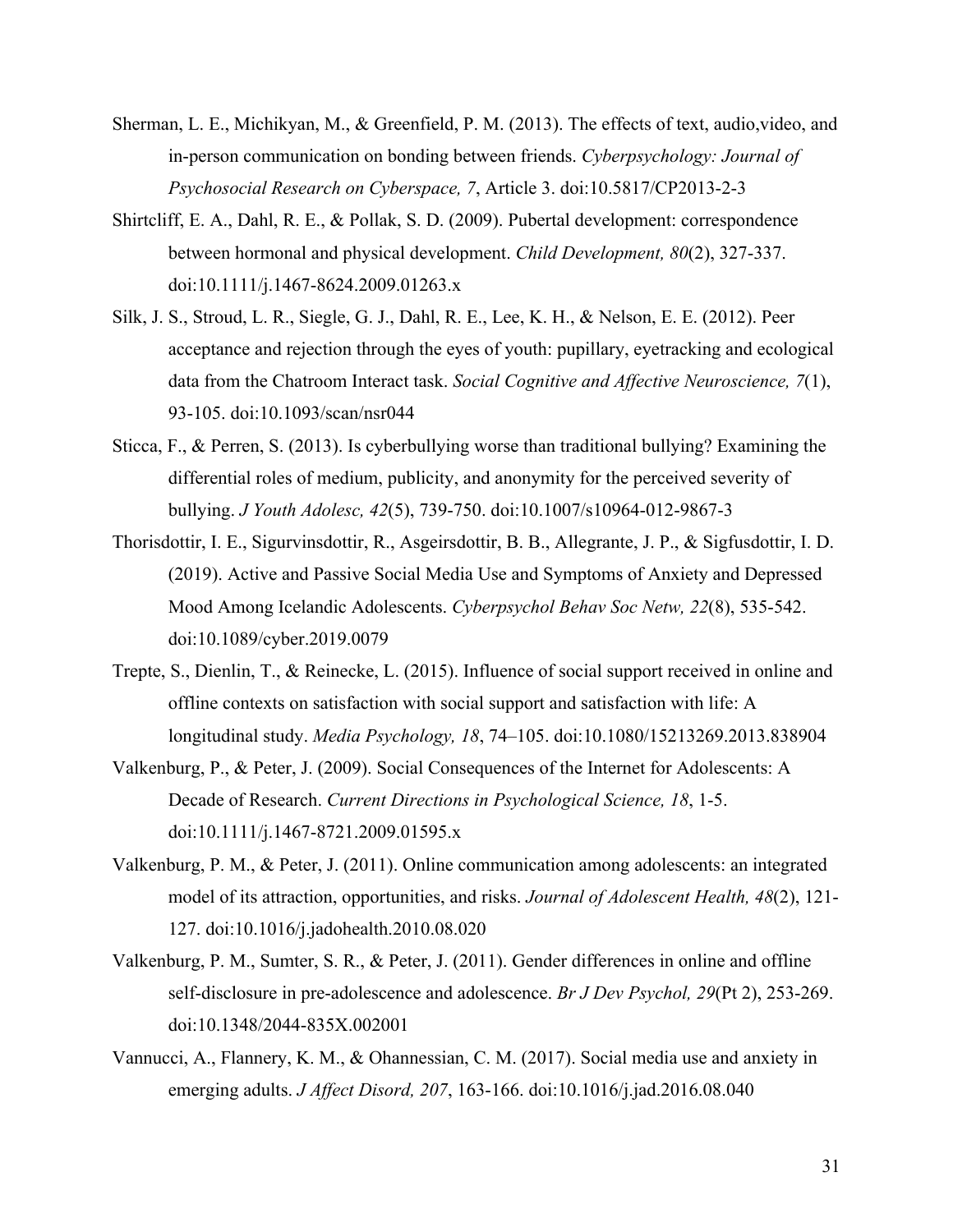Sherman, L. E., Michikyan, M., & Greenfield, P. M. (2013). The effects of text, audio,video, and in-person communication on bonding between friends. *Cyberpsychology: Journal of Psychosocial Research on Cyberspace, 7*, Article 3. doi:10.5817/CP2013-2-3

Shirtcliff, E. A., Dahl, R. E., & Pollak, S. D. (2009). Pubertal development: correspondence between hormonal and physical development. *Child Development, 80*(2), 327-337. doi:10.1111/j.1467-8624.2009.01263.x

Silk, J. S., Stroud, L. R., Siegle, G. J., Dahl, R. E., Lee, K. H., & Nelson, E. E. (2012). Peer acceptance and rejection through the eyes of youth: pupillary, eyetracking and ecological data from the Chatroom Interact task. *Social Cognitive and Affective Neuroscience, 7*(1), 93-105. doi:10.1093/scan/nsr044

Sticca, F., & Perren, S. (2013). Is cyberbullying worse than traditional bullying? Examining the differential roles of medium, publicity, and anonymity for the perceived severity of bullying. *J Youth Adolesc, 42*(5), 739-750. doi:10.1007/s10964-012-9867-3

Thorisdottir, I. E., Sigurvinsdottir, R., Asgeirsdottir, B. B., Allegrante, J. P., & Sigfusdottir, I. D. (2019). Active and Passive Social Media Use and Symptoms of Anxiety and Depressed Mood Among Icelandic Adolescents. *Cyberpsychol Behav Soc Netw, 22*(8), 535-542. doi:10.1089/cyber.2019.0079

Trepte, S., Dienlin, T., & Reinecke, L. (2015). Influence of social support received in online and offline contexts on satisfaction with social support and satisfaction with life: A longitudinal study. *Media Psychology, 18*, 74–105. doi:10.1080/15213269.2013.838904

Valkenburg, P., & Peter, J. (2009). Social Consequences of the Internet for Adolescents: A Decade of Research. *Current Directions in Psychological Science, 18*, 1-5. doi:10.1111/j.1467-8721.2009.01595.x

Valkenburg, P. M., & Peter, J. (2011). Online communication among adolescents: an integrated model of its attraction, opportunities, and risks. *Journal of Adolescent Health, 48*(2), 121-127. doi:10.1016/j.jadohealth.2010.08.020

Valkenburg, P. M., Sumter, S. R., & Peter, J. (2011). Gender differences in online and offline self-disclosure in pre-adolescence and adolescence. *Br J Dev Psychol, 29*(Pt 2), 253-269. doi:10.1348/2044-835X.002001

Vannucci, A., Flannery, K. M., & Ohannessian, C. M. (2017). Social media use and anxiety in emerging adults. *J Affect Disord, 207*, 163-166. doi:10.1016/j.jad.2016.08.040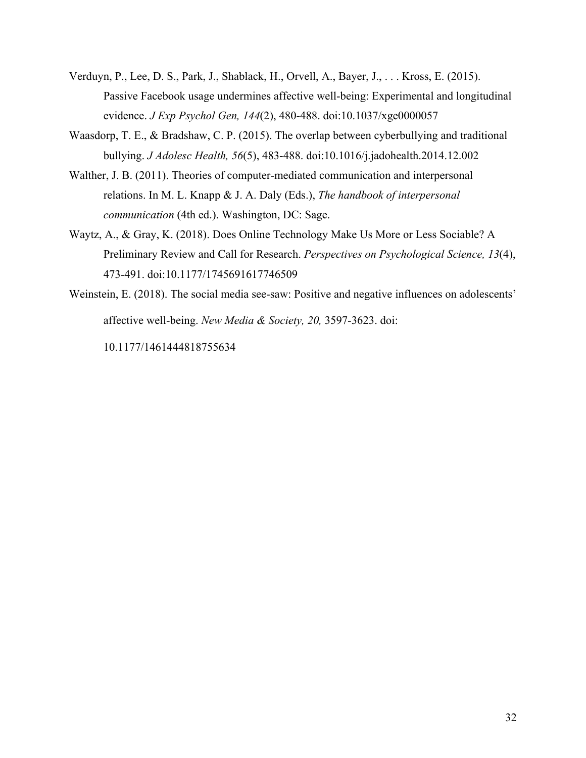Verduyn, P., Lee, D. S., Park, J., Shablack, H., Orvell, A., Bayer, J., . . . Kross, E. (2015). Passive Facebook usage undermines affective well-being: Experimental and longitudinal evidence. *J Exp Psychol Gen, 144*(2), 480-488. doi:10.1037/xge0000057

Waasdorp, T. E., & Bradshaw, C. P. (2015). The overlap between cyberbullying and traditional bullying. *J Adolesc Health, 56*(5), 483-488. doi:10.1016/j.jadohealth.2014.12.002

Walther, J. B. (2011). Theories of computer-mediated communication and interpersonal relations. In M. L. Knapp & J. A. Daly (Eds.), *The handbook of interpersonal communication* (4th ed.). Washington, DC: Sage.

Waytz, A., & Gray, K. (2018). Does Online Technology Make Us More or Less Sociable? A Preliminary Review and Call for Research. *Perspectives on Psychological Science, 13*(4), 473-491. doi:10.1177/1745691617746509

Weinstein, E. (2018). The social media see-saw: Positive and negative influences on adolescents' affective well-being. *New Media & Society, 20,* 3597-3623. doi: 10.1177/1461444818755634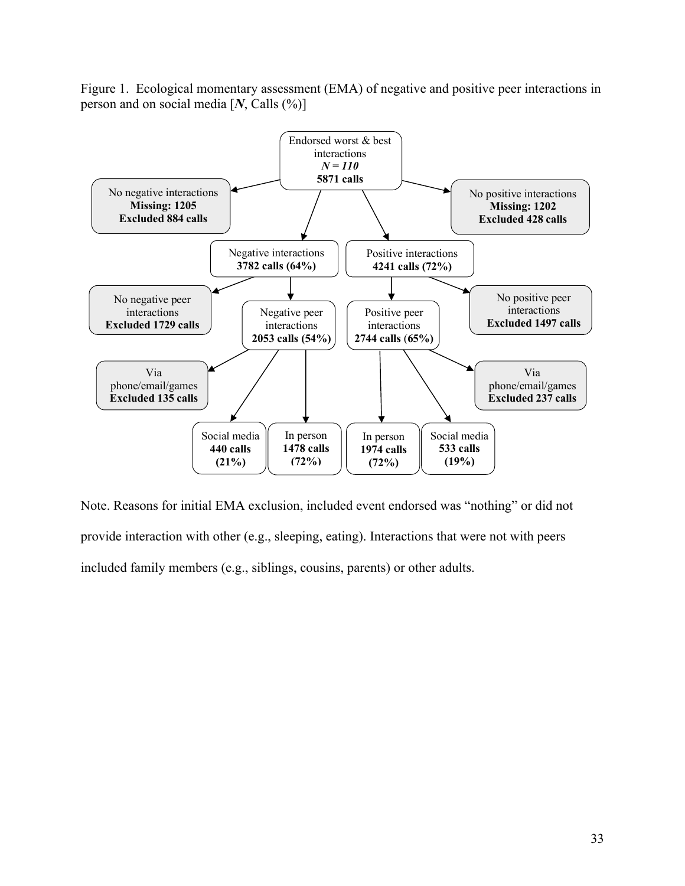Figure 1. Ecological momentary assessment (EMA) of negative and positive peer interactions in person and on social media [***N***, Calls (%)]

Endorsed worst & best interactions
***N = 110***
**5871 calls**

No negative interactions
**Missing: 1205**
**Excluded 884 calls**

No positive interactions
**Missing: 1202**
**Excluded 428 calls**

Negative interactions
**3782 calls (64%)**

Positive interactions
**4241 calls (72%)**

No negative peer interactions
**Excluded 1729 calls**

Negative peer interactions
**2053 calls (54%)**

Positive peer interactions
**2744 calls (65%)**

No positive peer interactions
**Excluded 1497 calls**

Via phone/email/games
**Excluded 135 calls**

Via phone/email/games
**Excluded 237 calls**

Social media
**440 calls (21%)**

In person
**1478 calls (72%)**

In person
**1974 calls (72%)**

Social media
**533 calls (19%)**

Note. Reasons for initial EMA exclusion, included event endorsed was "nothing" or did not provide interaction with other (e.g., sleeping, eating). Interactions that were not with peers included family members (e.g., siblings, cousins, parents) or other adults.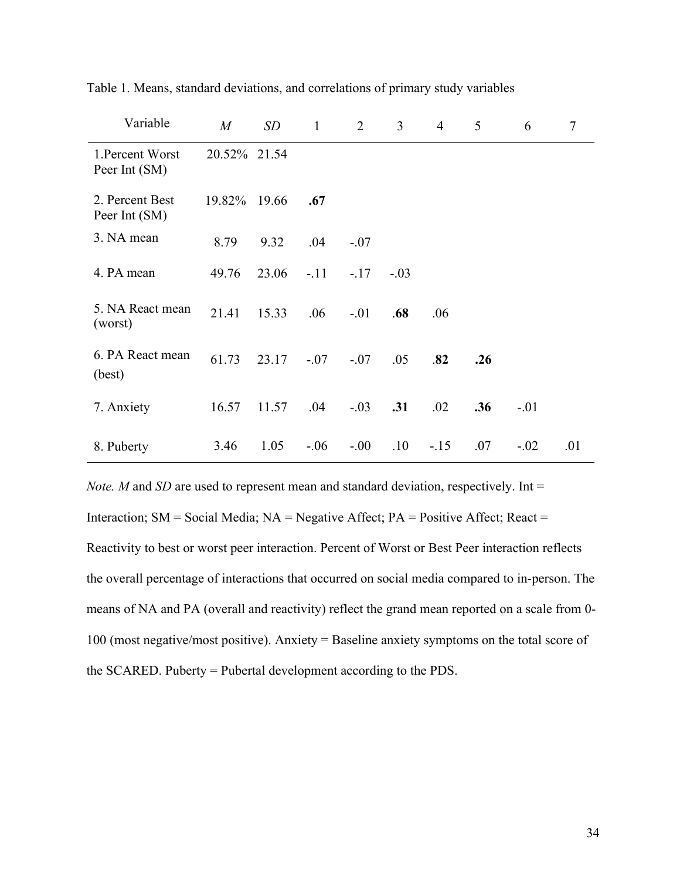Table 1. Means, standard deviations, and correlations of primary study variables

| Variable | *M* | *SD* | 1 | 2 | 3 | 4 | 5 | 6 | 7 |
|---|---|---|---|---|---|---|---|---|---|
| 1.Percent Worst Peer Int (SM) | 20.52% | 21.54 | | | | | | | |
| 2. Percent Best Peer Int (SM) | 19.82% | 19.66 | **.67** | | | | | | |
| 3. NA mean | 8.79 | 9.32 | .04 | -.07 | | | | | |
| 4. PA mean | 49.76 | 23.06 | -.11 | -.17 | -.03 | | | | |
| 5. NA React mean (worst) | 21.41 | 15.33 | .06 | -.01 | **.68** | .06 | | | |
| 6. PA React mean (best) | 61.73 | 23.17 | -.07 | -.07 | .05 | **.82** | **.26** | | |
| 7. Anxiety | 16.57 | 11.57 | .04 | -.03 | **.31** | .02 | **.36** | -.01 | |
| 8. Puberty | 3.46 | 1.05 | -.06 | -.00 | .10 | -.15 | .07 | -.02 | .01 |

*Note. M* and *SD* are used to represent mean and standard deviation, respectively. Int = Interaction; SM = Social Media; NA = Negative Affect; PA = Positive Affect; React = Reactivity to best or worst peer interaction. Percent of Worst or Best Peer interaction reflects the overall percentage of interactions that occurred on social media compared to in-person. The means of NA and PA (overall and reactivity) reflect the grand mean reported on a scale from 0-100 (most negative/most positive). Anxiety = Baseline anxiety symptoms on the total score of the SCARED. Puberty = Pubertal development according to the PDS.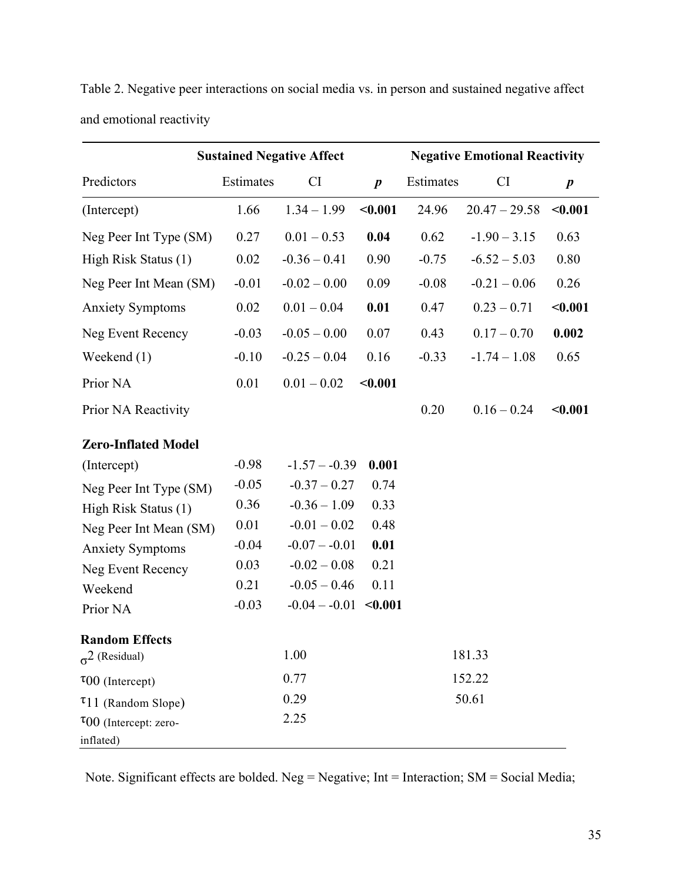Table 2. Negative peer interactions on social media vs. in person and sustained negative affect and emotional reactivity

| | **Sustained Negative Affect** | | | **Negative Emotional Reactivity** | | |
|---|---|---|---|---|---|---|
| Predictors | Estimates | CI | ***p*** | Estimates | CI | ***p*** |
| (Intercept) | 1.66 | 1.34 – 1.99 | **<0.001** | 24.96 | 20.47 – 29.58 | **<0.001** |
| Neg Peer Int Type (SM) | 0.27 | 0.01 – 0.53 | **0.04** | 0.62 | -1.90 – 3.15 | 0.63 |
| High Risk Status (1) | 0.02 | -0.36 – 0.41 | 0.90 | -0.75 | -6.52 – 5.03 | 0.80 |
| Neg Peer Int Mean (SM) | -0.01 | -0.02 – 0.00 | 0.09 | -0.08 | -0.21 – 0.06 | 0.26 |
| Anxiety Symptoms | 0.02 | 0.01 – 0.04 | **0.01** | 0.47 | 0.23 – 0.71 | **<0.001** |
| Neg Event Recency | -0.03 | -0.05 – 0.00 | 0.07 | 0.43 | 0.17 – 0.70 | **0.002** |
| Weekend (1) | -0.10 | -0.25 – 0.04 | 0.16 | -0.33 | -1.74 – 1.08 | 0.65 |
| Prior NA | 0.01 | 0.01 – 0.02 | **<0.001** | | | |
| Prior NA Reactivity | | | | 0.20 | 0.16 – 0.24 | **<0.001** |
| **Zero-Inflated Model** | | | | | | |
| (Intercept) | -0.98 | -1.57 – -0.39 | **0.001** | | | |
| Neg Peer Int Type (SM) | -0.05 | -0.37 – 0.27 | 0.74 | | | |
| High Risk Status (1) | 0.36 | -0.36 – 1.09 | 0.33 | | | |
| Neg Peer Int Mean (SM) | 0.01 | -0.01 – 0.02 | 0.48 | | | |
| Anxiety Symptoms | -0.04 | -0.07 – -0.01 | **0.01** | | | |
| Neg Event Recency | 0.03 | -0.02 – 0.08 | 0.21 | | | |
| Weekend | 0.21 | -0.05 – 0.46 | 0.11 | | | |
| Prior NA | -0.03 | -0.04 – -0.01 | **<0.001** | | | |
| **Random Effects** | | | | | | |
| $\sigma^2$ (Residual) | | 1.00 | | | 181.33 | |
| $\tau_{00}$ (Intercept) | | 0.77 | | | 152.22 | |
| $\tau_{11}$ (Random Slope) | | 0.29 | | | 50.61 | |
| $\tau_{00}$ (Intercept: zero-inflated) | | 2.25 | | | | |

Note. Significant effects are bolded. Neg = Negative; Int = Interaction; SM = Social Media;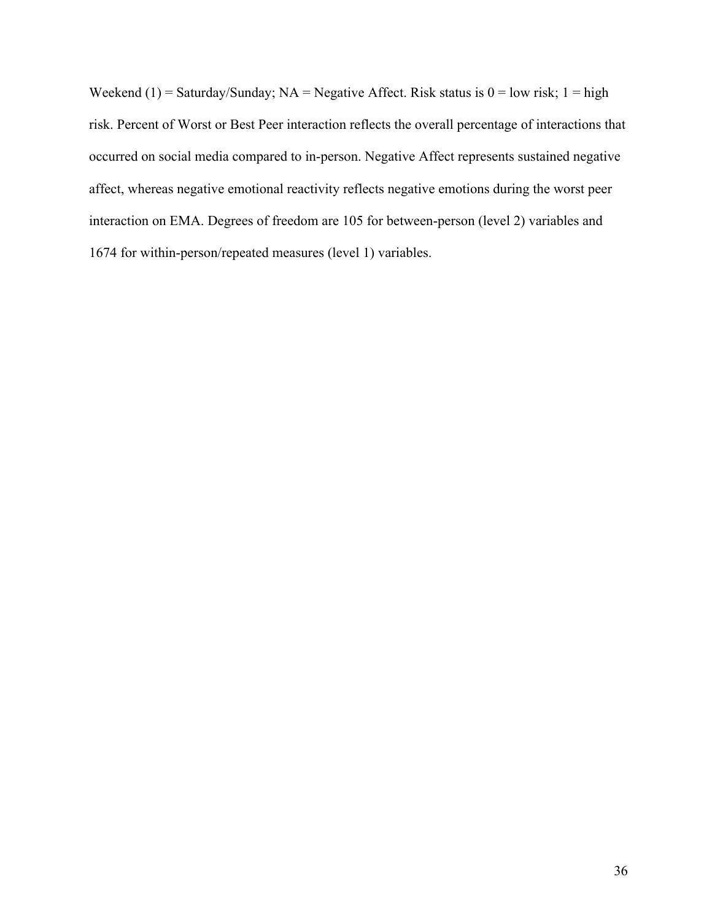Weekend (1) = Saturday/Sunday; NA = Negative Affect. Risk status is 0 = low risk; 1 = high risk. Percent of Worst or Best Peer interaction reflects the overall percentage of interactions that occurred on social media compared to in-person. Negative Affect represents sustained negative affect, whereas negative emotional reactivity reflects negative emotions during the worst peer interaction on EMA. Degrees of freedom are 105 for between-person (level 2) variables and 1674 for within-person/repeated measures (level 1) variables.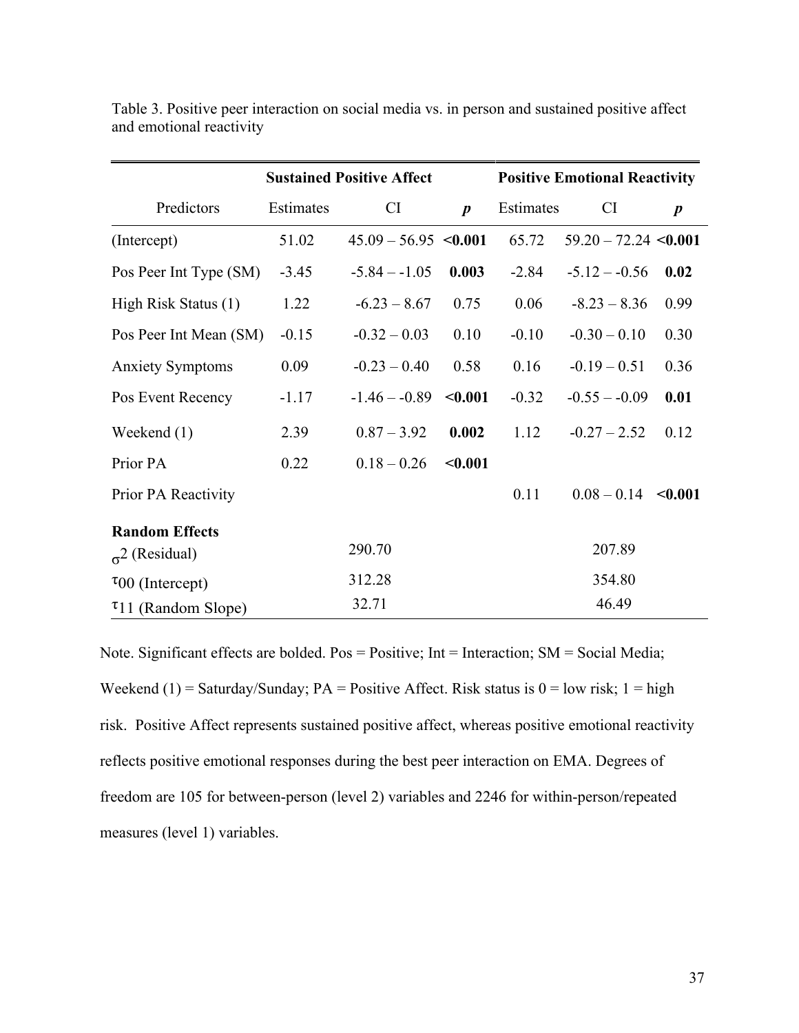Table 3. Positive peer interaction on social media vs. in person and sustained positive affect and emotional reactivity

| | Sustained Positive Affect | | | Positive Emotional Reactivity | | |
|---|---|---|---|---|---|---|
| Predictors | Estimates | CI | ***p*** | Estimates | CI | ***p*** |
| (Intercept) | 51.02 | 45.09 – 56.95 | **<0.001** | 65.72 | 59.20 – 72.24 | **<0.001** |
| Pos Peer Int Type (SM) | -3.45 | -5.84 – -1.05 | **0.003** | -2.84 | -5.12 – -0.56 | **0.02** |
| High Risk Status (1) | 1.22 | -6.23 – 8.67 | 0.75 | 0.06 | -8.23 – 8.36 | 0.99 |
| Pos Peer Int Mean (SM) | -0.15 | -0.32 – 0.03 | 0.10 | -0.10 | -0.30 – 0.10 | 0.30 |
| Anxiety Symptoms | 0.09 | -0.23 – 0.40 | 0.58 | 0.16 | -0.19 – 0.51 | 0.36 |
| Pos Event Recency | -1.17 | -1.46 – -0.89 | **<0.001** | -0.32 | -0.55 – -0.09 | **0.01** |
| Weekend (1) | 2.39 | 0.87 – 3.92 | **0.002** | 1.12 | -0.27 – 2.52 | 0.12 |
| Prior PA | 0.22 | 0.18 – 0.26 | **<0.001** | | | |
| Prior PA Reactivity | | | | 0.11 | 0.08 – 0.14 | **<0.001** |
| **Random Effects** | | | | | | |
| $\sigma^2$ (Residual) | | 290.70 | | | 207.89 | |
| $\tau_{00}$ (Intercept) | | 312.28 | | | 354.80 | |
| $\tau_{11}$ (Random Slope) | | 32.71 | | | 46.49 | |

Note. Significant effects are bolded. Pos = Positive; Int = Interaction; SM = Social Media; Weekend (1) = Saturday/Sunday; PA = Positive Affect. Risk status is 0 = low risk; 1 = high risk. Positive Affect represents sustained positive affect, whereas positive emotional reactivity reflects positive emotional responses during the best peer interaction on EMA. Degrees of freedom are 105 for between-person (level 2) variables and 2246 for within-person/repeated measures (level 1) variables.